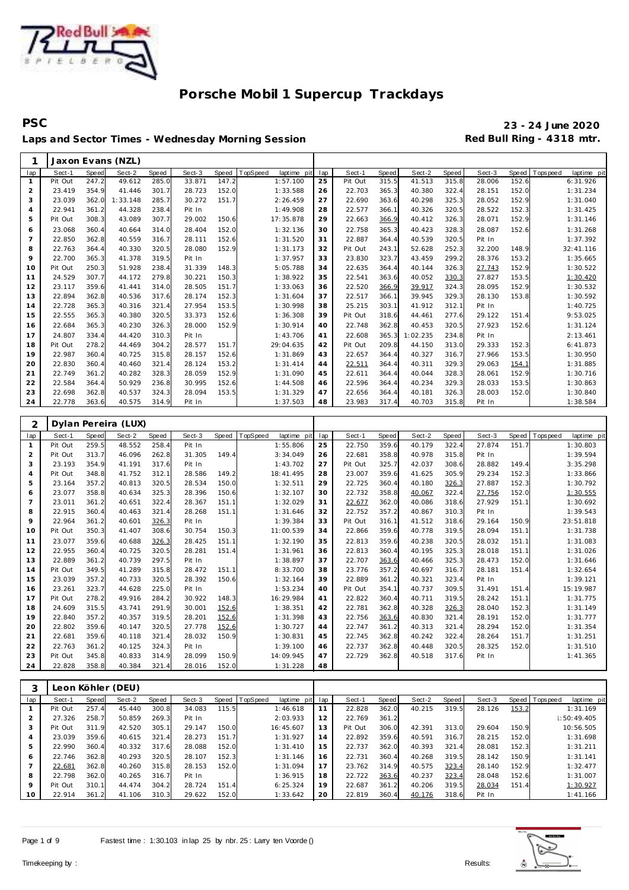# Porsche Mobil 1 Supercup Trackdays

**PSC** **23 - 24 June 2020**

**Laps and Sector Times - Wednesday Morning Session** **Red Bull Ring - 4318 mtr.**

## 1 Jaxon Evans (NZL)

| lap | Sect-1 | Speed | Sect-2 | Speed | Sect-3 | Speed | TopSpeed | laptime pit | lap | Sect-1 | Speed | Sect-2 | Speed | Sect-3 | Speed | Topspeed | laptime pit |
|---|---|---|---|---|---|---|---|---|---|---|---|---|---|---|---|---|---|
| 1 | Pit Out | 247.2 | 49.612 | 285.0 | 33.871 | 147.2 | | 1:57.100 | 25 | Pit Out | 315.5 | 41.513 | 315.8 | 28.006 | 152.6 | | 6:31.926 |
| 2 | 23.419 | 354.9 | 41.446 | 301.7 | 28.723 | 152.0 | | 1:33.588 | 26 | 22.703 | 365.3 | 40.380 | 322.4 | 28.151 | 152.0 | | 1:31.234 |
| 3 | 23.039 | 362.0 | 1:33.148 | 285.7 | 30.272 | 151.7 | | 2:26.459 | 27 | 22.690 | 363.6 | 40.298 | 325.3 | 28.052 | 152.9 | | 1:31.040 |
| 4 | 22.941 | 361.2 | 44.328 | 238.4 | Pit In | | | 1:49.908 | 28 | 22.577 | 366.1 | 40.326 | 320.5 | 28.522 | 152.3 | | 1:31.425 |
| 5 | Pit Out | 308.3 | 43.089 | 307.7 | 29.002 | 150.6 | | 17:35.878 | 29 | 22.663 | 366.9 | 40.412 | 326.3 | 28.071 | 152.9 | | 1:31.146 |
| 6 | 23.068 | 360.4 | 40.664 | 314.0 | 28.404 | 152.0 | | 1:32.136 | 30 | 22.758 | 365.3 | 40.423 | 328.3 | 28.087 | 152.6 | | 1:31.268 |
| 7 | 22.850 | 362.8 | 40.559 | 316.7 | 28.111 | 152.6 | | 1:31.520 | 31 | 22.887 | 364.4 | 40.539 | 320.5 | Pit In | | | 1:37.392 |
| 8 | 22.763 | 364.4 | 40.330 | 320.5 | 28.080 | 152.9 | | 1:31.173 | 32 | Pit Out | 243.1 | 52.628 | 252.3 | 32.200 | 148.9 | | 32:41.116 |
| 9 | 22.700 | 365.3 | 41.378 | 319.5 | Pit In | | | 1:37.957 | 33 | 23.830 | 323.7 | 43.459 | 299.2 | 28.376 | 153.2 | | 1:35.665 |
| 10 | Pit Out | 250.3 | 51.928 | 238.4 | 31.339 | 148.3 | | 5:05.788 | 34 | 22.635 | 364.4 | 40.144 | 326.3 | 27.743 | 152.9 | | 1:30.522 |
| 11 | 24.529 | 307.7 | 44.172 | 279.8 | 30.221 | 150.3 | | 1:38.922 | 35 | 22.541 | 363.6 | 40.052 | 330.3 | 27.827 | 153.5 | | 1:30.420 |
| 12 | 23.117 | 359.6 | 41.441 | 314.0 | 28.505 | 151.7 | | 1:33.063 | 36 | 22.520 | 366.9 | 39.917 | 324.3 | 28.095 | 152.9 | | 1:30.532 |
| 13 | 22.894 | 362.8 | 40.536 | 317.6 | 28.174 | 152.3 | | 1:31.604 | 37 | 22.517 | 366.1 | 39.945 | 329.3 | 28.130 | 153.8 | | 1:30.592 |
| 14 | 22.728 | 365.3 | 40.316 | 321.4 | 27.954 | 153.5 | | 1:30.998 | 38 | 25.215 | 303.1 | 41.912 | 312.1 | Pit In | | | 1:40.725 |
| 15 | 22.555 | 365.3 | 40.380 | 320.5 | 33.373 | 152.6 | | 1:36.308 | 39 | Pit Out | 318.6 | 44.461 | 277.6 | 29.122 | 151.4 | | 9:53.025 |
| 16 | 22.684 | 365.3 | 40.230 | 326.3 | 28.000 | 152.9 | | 1:30.914 | 40 | 22.748 | 362.8 | 40.453 | 320.5 | 27.923 | 152.6 | | 1:31.124 |
| 17 | 24.807 | 334.4 | 44.420 | 310.3 | Pit In | | | 1:43.706 | 41 | 22.608 | 365.3 | 1:02.235 | 234.8 | Pit In | | | 2:13.461 |
| 18 | Pit Out | 278.2 | 44.469 | 304.2 | 28.577 | 151.7 | | 29:04.635 | 42 | Pit Out | 209.8 | 44.150 | 313.0 | 29.333 | 152.3 | | 6:41.873 |
| 19 | 22.987 | 360.4 | 40.725 | 315.8 | 28.157 | 152.6 | | 1:31.869 | 43 | 22.657 | 364.4 | 40.327 | 316.7 | 27.966 | 153.5 | | 1:30.950 |
| 20 | 22.830 | 360.4 | 40.460 | 321.4 | 28.124 | 153.2 | | 1:31.414 | 44 | 22.511 | 364.4 | 40.311 | 329.3 | 29.063 | 154.1 | | 1:31.885 |
| 21 | 22.749 | 361.2 | 40.282 | 328.3 | 28.059 | 152.9 | | 1:31.090 | 45 | 22.611 | 364.4 | 40.044 | 328.3 | 28.061 | 152.9 | | 1:30.716 |
| 22 | 22.584 | 364.4 | 50.929 | 236.8 | 30.995 | 152.6 | | 1:44.508 | 46 | 22.596 | 364.4 | 40.234 | 329.3 | 28.033 | 153.5 | | 1:30.863 |
| 23 | 22.698 | 362.8 | 40.537 | 324.3 | 28.094 | 153.5 | | 1:31.329 | 47 | 22.656 | 364.4 | 40.181 | 326.3 | 28.003 | 152.0 | | 1:30.840 |
| 24 | 22.778 | 363.6 | 40.575 | 314.9 | Pit In | | | 1:37.503 | 48 | 23.983 | 317.4 | 40.703 | 315.8 | Pit In | | | 1:38.584 |

## 2 Dylan Pereira (LUX)

| lap | Sect-1 | Speed | Sect-2 | Speed | Sect-3 | Speed | TopSpeed | laptime pit | lap | Sect-1 | Speed | Sect-2 | Speed | Sect-3 | Speed | Topspeed | laptime pit |
|---|---|---|---|---|---|---|---|---|---|---|---|---|---|---|---|---|---|
| 1 | Pit Out | 259.5 | 48.552 | 258.4 | Pit In | | | 1:55.806 | 25 | 22.750 | 359.6 | 40.179 | 322.4 | 27.874 | 151.7 | | 1:30.803 |
| 2 | Pit Out | 313.7 | 46.096 | 262.8 | 31.305 | 149.4 | | 3:34.049 | 26 | 22.681 | 358.8 | 40.978 | 315.8 | Pit In | | | 1:39.594 |
| 3 | 23.193 | 354.9 | 41.191 | 317.6 | Pit In | | | 1:43.702 | 27 | Pit Out | 325.7 | 42.037 | 308.6 | 28.882 | 149.4 | | 3:35.298 |
| 4 | Pit Out | 348.8 | 41.752 | 312.1 | 28.586 | 149.2 | | 18:41.495 | 28 | 23.007 | 359.6 | 41.625 | 305.9 | 29.234 | 152.3 | | 1:33.866 |
| 5 | 23.164 | 357.2 | 40.813 | 320.5 | 28.534 | 150.0 | | 1:32.511 | 29 | 22.725 | 360.4 | 40.180 | 326.3 | 27.887 | 152.3 | | 1:30.792 |
| 6 | 23.077 | 358.8 | 40.634 | 325.3 | 28.396 | 150.6 | | 1:32.107 | 30 | 22.732 | 358.8 | 40.067 | 322.4 | 27.756 | 152.0 | | 1:30.555 |
| 7 | 23.011 | 361.2 | 40.651 | 322.4 | 28.367 | 151.1 | | 1:32.029 | 31 | 22.677 | 362.0 | 40.086 | 318.6 | 27.929 | 151.1 | | 1:30.692 |
| 8 | 22.915 | 360.4 | 40.463 | 321.4 | 28.268 | 151.1 | | 1:31.646 | 32 | 22.752 | 357.2 | 40.867 | 310.3 | Pit In | | | 1:39.543 |
| 9 | 22.964 | 361.2 | 40.601 | 326.3 | Pit In | | | 1:39.384 | 33 | Pit Out | 316.1 | 41.512 | 318.6 | 29.164 | 150.9 | | 23:51.818 |
| 10 | Pit Out | 350.3 | 41.407 | 308.6 | 30.754 | 150.3 | | 11:00.539 | 34 | 22.866 | 359.6 | 40.778 | 319.5 | 28.094 | 151.1 | | 1:31.738 |
| 11 | 23.077 | 359.6 | 40.688 | 326.3 | 28.425 | 151.1 | | 1:32.190 | 35 | 22.813 | 359.6 | 40.238 | 320.5 | 28.032 | 151.1 | | 1:31.083 |
| 12 | 22.955 | 360.4 | 40.725 | 320.5 | 28.281 | 151.4 | | 1:31.961 | 36 | 22.813 | 360.4 | 40.195 | 325.3 | 28.018 | 151.1 | | 1:31.026 |
| 13 | 22.889 | 361.2 | 40.739 | 297.5 | Pit In | | | 1:38.897 | 37 | 22.707 | 363.6 | 40.466 | 325.3 | 28.473 | 152.0 | | 1:31.646 |
| 14 | Pit Out | 349.5 | 41.289 | 315.8 | 28.472 | 151.1 | | 8:33.700 | 38 | 23.776 | 357.2 | 40.697 | 316.7 | 28.181 | 151.4 | | 1:32.654 |
| 15 | 23.039 | 357.2 | 40.733 | 320.5 | 28.392 | 150.6 | | 1:32.164 | 39 | 22.889 | 361.2 | 40.321 | 323.4 | Pit In | | | 1:39.121 |
| 16 | 23.261 | 323.7 | 44.628 | 225.0 | Pit In | | | 1:53.234 | 40 | Pit Out | 354.1 | 40.737 | 309.5 | 31.491 | 151.4 | | 15:19.987 |
| 17 | Pit Out | 278.2 | 49.916 | 284.2 | 30.922 | 148.3 | | 16:29.984 | 41 | 22.822 | 360.4 | 40.711 | 319.5 | 28.242 | 151.1 | | 1:31.775 |
| 18 | 24.609 | 315.5 | 43.741 | 291.9 | 30.001 | 152.6 | | 1:38.351 | 42 | 22.781 | 362.8 | 40.328 | 326.3 | 28.040 | 152.3 | | 1:31.149 |
| 19 | 22.840 | 357.2 | 40.357 | 319.5 | 28.201 | 152.6 | | 1:31.398 | 43 | 22.756 | 363.6 | 40.830 | 321.4 | 28.191 | 152.0 | | 1:31.777 |
| 20 | 22.802 | 359.6 | 40.147 | 320.5 | 27.778 | 152.6 | | 1:30.727 | 44 | 22.747 | 361.2 | 40.313 | 321.4 | 28.294 | 152.0 | | 1:31.354 |
| 21 | 22.681 | 359.6 | 40.118 | 321.4 | 28.032 | 150.9 | | 1:30.831 | 45 | 22.745 | 362.8 | 40.242 | 322.4 | 28.264 | 151.7 | | 1:31.251 |
| 22 | 22.763 | 361.2 | 40.125 | 324.3 | Pit In | | | 1:39.100 | 46 | 22.737 | 362.8 | 40.448 | 320.5 | 28.325 | 152.0 | | 1:31.510 |
| 23 | Pit Out | 345.8 | 40.833 | 314.9 | 28.099 | 150.9 | | 14:09.945 | 47 | 22.729 | 362.8 | 40.518 | 317.6 | Pit In | | | 1:41.365 |
| 24 | 22.828 | 358.8 | 40.384 | 321.4 | 28.016 | 152.0 | | 1:31.228 | 48 | | | | | | | | |

## 3 Leon Köhler (DEU)

| lap | Sect-1 | Speed | Sect-2 | Speed | Sect-3 | Speed | TopSpeed | laptime pit | lap | Sect-1 | Speed | Sect-2 | Speed | Sect-3 | Speed | Topspeed | laptime pit |
|---|---|---|---|---|---|---|---|---|---|---|---|---|---|---|---|---|---|
| 1 | Pit Out | 257.4 | 45.440 | 300.8 | 34.083 | 115.5 | | 1:46.618 | 11 | 22.828 | 362.0 | 40.215 | 319.5 | 28.126 | 153.2 | | 1:31.169 |
| 2 | 27.326 | 258.7 | 50.859 | 269.3 | Pit In | | | 2:03.933 | 12 | 22.769 | 361.2 | | | | | | 1:50:49.405 |
| 3 | Pit Out | 311.9 | 42.520 | 305.1 | 29.147 | 150.0 | | 16:45.607 | 13 | Pit Out | 306.0 | 42.391 | 313.0 | 29.604 | 150.9 | | 10:56.505 |
| 4 | 23.039 | 359.6 | 40.615 | 321.4 | 28.273 | 151.7 | | 1:31.927 | 14 | 22.892 | 359.6 | 40.591 | 316.7 | 28.215 | 152.0 | | 1:31.698 |
| 5 | 22.990 | 360.4 | 40.332 | 317.6 | 28.088 | 152.0 | | 1:31.410 | 15 | 22.737 | 362.0 | 40.393 | 321.4 | 28.081 | 152.3 | | 1:31.211 |
| 6 | 22.746 | 362.8 | 40.293 | 320.5 | 28.107 | 152.3 | | 1:31.146 | 16 | 22.731 | 360.4 | 40.268 | 319.5 | 28.142 | 150.9 | | 1:31.141 |
| 7 | 22.681 | 362.8 | 40.260 | 315.8 | 28.153 | 152.0 | | 1:31.094 | 17 | 23.762 | 314.9 | 40.575 | 323.4 | 28.140 | 152.9 | | 1:32.477 |
| 8 | 22.798 | 362.0 | 40.265 | 316.7 | Pit In | | | 1:36.915 | 18 | 22.722 | 363.6 | 40.237 | 323.4 | 28.048 | 152.6 | | 1:31.007 |
| 9 | Pit Out | 310.1 | 44.474 | 304.2 | 28.724 | 151.4 | | 6:25.324 | 19 | 22.687 | 361.2 | 40.206 | 319.5 | 28.034 | 151.4 | | 1:30.927 |
| 10 | 22.914 | 361.2 | 41.106 | 310.3 | 29.622 | 152.0 | | 1:33.642 | 20 | 22.819 | 360.4 | 40.176 | 318.6 | Pit In | | | 1:41.166 |

Fastest time : 1:30.103 in lap 25 by nbr. 25 : Larry ten Voorde ()

Timekeeping by : Results: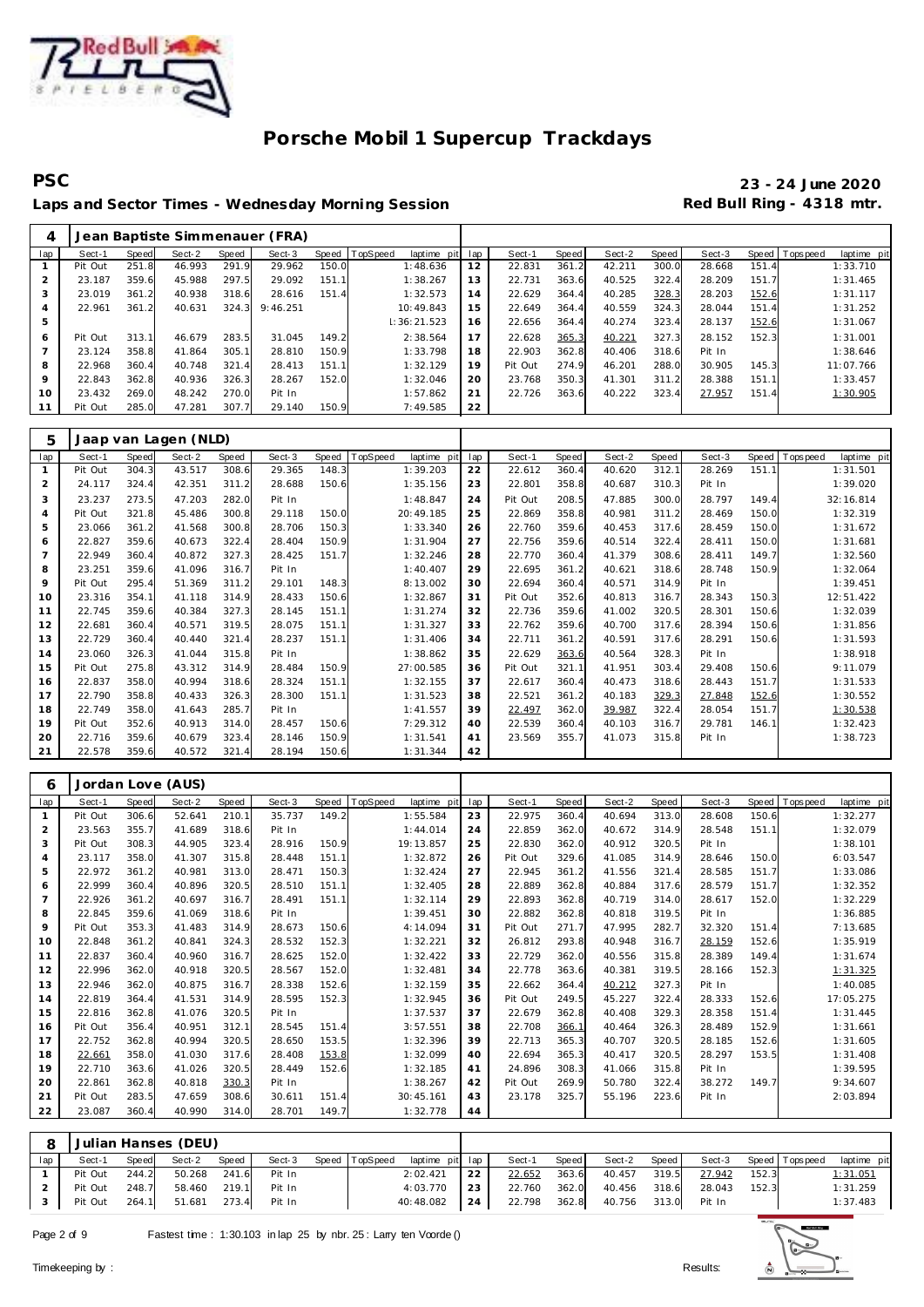# Porsche Mobil 1 Supercup Trackdays

**PSC** — **23 - 24 June 2020**

**Laps and Sector Times - Wednesday Morning Session** — **Red Bull Ring - 4318 mtr.**

| 4 | Jean Baptiste Simmenauer (FRA) | | | | | | | | | | | | | | | | | |
|---|---|---|---|---|---|---|---|---|---|---|---|---|---|---|---|---|---|---|
| lap | Sect-1 | Speed | Sect-2 | Speed | Sect-3 | Speed | TopSpeed | laptime pit | lap | Sect-1 | Speed | Sect-2 | Speed | Sect-3 | Speed | Topspeed | laptime pit |
| 1 | Pit Out | 251.8 | 46.993 | 291.9 | 29.962 | 150.0 | | 1:48.636 | 12 | 22.831 | 361.2 | 42.211 | 300.0 | 28.668 | 151.4 | | 1:33.710 |
| 2 | 23.187 | 359.6 | 45.988 | 297.5 | 29.092 | 151.1 | | 1:38.267 | 13 | 22.731 | 363.6 | 40.525 | 322.4 | 28.209 | 151.7 | | 1:31.465 |
| 3 | 23.019 | 361.2 | 40.938 | 318.6 | 28.616 | 151.4 | | 1:32.573 | 14 | 22.629 | 364.4 | 40.285 | 328.3 | 28.203 | 152.6 | | 1:31.117 |
| 4 | 22.961 | 361.2 | 40.631 | 324.3 | 9:46.251 | | | 10:49.843 | 15 | 22.649 | 364.4 | 40.559 | 324.3 | 28.044 | 151.4 | | 1:31.252 |
| 5 | | | | | | | | l:36:21.523 | 16 | 22.656 | 364.4 | 40.274 | 323.4 | 28.137 | 152.6 | | 1:31.067 |
| 6 | Pit Out | 313.1 | 46.679 | 283.5 | 31.045 | 149.2 | | 2:38.564 | 17 | 22.628 | 365.3 | 40.221 | 327.3 | 28.152 | 152.3 | | 1:31.001 |
| 7 | 23.124 | 358.8 | 41.864 | 305.1 | 28.810 | 150.9 | | 1:33.798 | 18 | 22.903 | 362.8 | 40.406 | 318.6 | Pit In | | | 1:38.646 |
| 8 | 22.968 | 360.4 | 40.748 | 321.4 | 28.413 | 151.1 | | 1:32.129 | 19 | Pit Out | 274.9 | 46.201 | 288.0 | 30.905 | 145.3 | | 11:07.766 |
| 9 | 22.843 | 362.8 | 40.936 | 326.3 | 28.267 | 152.0 | | 1:32.046 | 20 | 23.768 | 350.3 | 41.301 | 311.2 | 28.388 | 151.1 | | 1:33.457 |
| 10 | 23.432 | 269.0 | 48.242 | 270.0 | Pit In | | | 1:57.862 | 21 | 22.726 | 363.6 | 40.222 | 323.4 | 27.957 | 151.4 | | 1:30.905 |
| 11 | Pit Out | 285.0 | 47.281 | 307.7 | 29.140 | 150.9 | | 7:49.585 | 22 | | | | | | | | |

| 5 | Jaap van Lagen (NLD) | | | | | | | | | | | | | | | | | |
|---|---|---|---|---|---|---|---|---|---|---|---|---|---|---|---|---|---|---|
| lap | Sect-1 | Speed | Sect-2 | Speed | Sect-3 | Speed | TopSpeed | laptime pit | lap | Sect-1 | Speed | Sect-2 | Speed | Sect-3 | Speed | Topspeed | laptime pit |
| 1 | Pit Out | 304.3 | 43.517 | 308.6 | 29.365 | 148.3 | | 1:39.203 | 22 | 22.612 | 360.4 | 40.620 | 312.1 | 28.269 | 151.1 | | 1:31.501 |
| 2 | 24.117 | 324.4 | 42.351 | 311.2 | 28.688 | 150.6 | | 1:35.156 | 23 | 22.801 | 358.8 | 40.687 | 310.3 | Pit In | | | 1:39.020 |
| 3 | 23.237 | 273.5 | 47.203 | 282.0 | Pit In | | | 1:48.847 | 24 | Pit Out | 208.5 | 47.885 | 300.0 | 28.797 | 149.4 | | 32:16.814 |
| 4 | Pit Out | 321.8 | 45.486 | 300.8 | 29.118 | 150.0 | | 20:49.185 | 25 | 22.869 | 358.8 | 40.981 | 311.2 | 28.469 | 150.0 | | 1:32.319 |
| 5 | 23.066 | 361.2 | 41.568 | 300.8 | 28.706 | 150.3 | | 1:33.340 | 26 | 22.760 | 359.6 | 40.453 | 317.6 | 28.459 | 150.0 | | 1:31.672 |
| 6 | 22.827 | 359.6 | 40.673 | 322.4 | 28.404 | 150.9 | | 1:31.904 | 27 | 22.756 | 359.6 | 40.514 | 322.4 | 28.411 | 150.0 | | 1:31.681 |
| 7 | 22.949 | 360.4 | 40.872 | 327.3 | 28.425 | 151.7 | | 1:32.246 | 28 | 22.770 | 360.4 | 41.379 | 308.6 | 28.411 | 149.7 | | 1:32.560 |
| 8 | 23.251 | 359.6 | 41.096 | 316.7 | Pit In | | | 1:40.407 | 29 | 22.695 | 361.2 | 40.621 | 318.6 | 28.748 | 150.9 | | 1:32.064 |
| 9 | Pit Out | 295.4 | 51.369 | 311.2 | 29.101 | 148.3 | | 8:13.002 | 30 | 22.694 | 360.4 | 40.571 | 314.9 | Pit In | | | 1:39.451 |
| 10 | 23.316 | 354.1 | 41.118 | 314.9 | 28.433 | 150.6 | | 1:32.867 | 31 | Pit Out | 352.6 | 40.813 | 316.7 | 28.343 | 150.3 | | 12:51.422 |
| 11 | 22.745 | 359.6 | 40.384 | 327.3 | 28.145 | 151.1 | | 1:31.274 | 32 | 22.736 | 359.6 | 41.002 | 320.5 | 28.301 | 150.6 | | 1:32.039 |
| 12 | 22.681 | 360.4 | 40.571 | 319.5 | 28.075 | 151.1 | | 1:31.327 | 33 | 22.762 | 359.6 | 40.700 | 317.6 | 28.394 | 150.6 | | 1:31.856 |
| 13 | 22.729 | 360.4 | 40.440 | 321.4 | 28.237 | 151.1 | | 1:31.406 | 34 | 22.711 | 361.2 | 40.591 | 317.6 | 28.291 | 150.6 | | 1:31.593 |
| 14 | 23.060 | 326.3 | 41.044 | 315.8 | Pit In | | | 1:38.862 | 35 | 22.629 | 363.6 | 40.564 | 328.3 | Pit In | | | 1:38.918 |
| 15 | Pit Out | 275.8 | 43.312 | 314.9 | 28.484 | 150.9 | | 27:00.585 | 36 | Pit Out | 321.1 | 41.951 | 303.4 | 29.408 | 150.6 | | 9:11.079 |
| 16 | 22.837 | 358.0 | 40.994 | 318.6 | 28.324 | 151.1 | | 1:32.155 | 37 | 22.617 | 360.4 | 40.473 | 318.6 | 28.443 | 151.7 | | 1:31.533 |
| 17 | 22.790 | 358.8 | 40.433 | 326.3 | 28.300 | 151.1 | | 1:31.523 | 38 | 22.521 | 361.2 | 40.183 | 329.3 | 27.848 | 152.6 | | 1:30.552 |
| 18 | 22.749 | 358.0 | 41.643 | 285.7 | Pit In | | | 1:41.557 | 39 | 22.497 | 362.0 | 39.987 | 322.4 | 28.054 | 151.7 | | 1:30.538 |
| 19 | Pit Out | 352.6 | 40.913 | 314.0 | 28.457 | 150.6 | | 7:29.312 | 40 | 22.539 | 360.4 | 40.103 | 316.7 | 29.781 | 146.1 | | 1:32.423 |
| 20 | 22.716 | 359.6 | 40.679 | 323.4 | 28.146 | 150.9 | | 1:31.541 | 41 | 23.569 | 355.7 | 41.073 | 315.8 | Pit In | | | 1:38.723 |
| 21 | 22.578 | 359.6 | 40.572 | 321.4 | 28.194 | 150.6 | | 1:31.344 | 42 | | | | | | | | |

| 6 | Jordan Love (AUS) | | | | | | | | | | | | | | | | | |
|---|---|---|---|---|---|---|---|---|---|---|---|---|---|---|---|---|---|---|
| lap | Sect-1 | Speed | Sect-2 | Speed | Sect-3 | Speed | TopSpeed | laptime pit | lap | Sect-1 | Speed | Sect-2 | Speed | Sect-3 | Speed | Topspeed | laptime pit |
| 1 | Pit Out | 306.6 | 52.641 | 210.1 | 35.737 | 149.2 | | 1:55.584 | 23 | 22.975 | 360.4 | 40.694 | 313.0 | 28.608 | 150.6 | | 1:32.277 |
| 2 | 23.563 | 355.7 | 41.689 | 318.6 | Pit In | | | 1:44.014 | 24 | 22.859 | 362.0 | 40.672 | 314.9 | 28.548 | 151.1 | | 1:32.079 |
| 3 | Pit Out | 308.3 | 44.905 | 323.4 | 28.916 | 150.9 | | 19:13.857 | 25 | 22.830 | 362.0 | 40.912 | 320.5 | Pit In | | | 1:38.101 |
| 4 | 23.117 | 358.0 | 41.307 | 315.8 | 28.448 | 151.1 | | 1:32.872 | 26 | Pit Out | 329.6 | 41.085 | 314.9 | 28.646 | 150.0 | | 6:03.547 |
| 5 | 22.972 | 361.2 | 40.981 | 313.0 | 28.471 | 150.3 | | 1:32.424 | 27 | 22.945 | 361.2 | 41.556 | 321.4 | 28.585 | 151.7 | | 1:33.086 |
| 6 | 22.999 | 360.4 | 40.896 | 320.5 | 28.510 | 151.1 | | 1:32.405 | 28 | 22.889 | 362.8 | 40.884 | 317.6 | 28.579 | 151.7 | | 1:32.352 |
| 7 | 22.926 | 361.2 | 40.697 | 316.7 | 28.491 | 151.1 | | 1:32.114 | 29 | 22.893 | 362.8 | 40.719 | 314.0 | 28.617 | 152.0 | | 1:32.229 |
| 8 | 22.845 | 359.6 | 41.069 | 318.6 | Pit In | | | 1:39.451 | 30 | 22.882 | 362.8 | 40.818 | 319.5 | Pit In | | | 1:36.885 |
| 9 | Pit Out | 353.3 | 41.483 | 314.9 | 28.673 | 150.6 | | 4:14.094 | 31 | Pit Out | 271.7 | 47.995 | 282.7 | 32.320 | 151.4 | | 7:13.685 |
| 10 | 22.848 | 361.2 | 40.841 | 324.3 | 28.532 | 152.3 | | 1:32.221 | 32 | 26.812 | 293.8 | 40.948 | 316.7 | 28.159 | 152.6 | | 1:35.919 |
| 11 | 22.837 | 360.4 | 40.960 | 316.7 | 28.625 | 152.0 | | 1:32.422 | 33 | 22.729 | 362.0 | 40.556 | 315.8 | 28.389 | 149.4 | | 1:31.674 |
| 12 | 22.996 | 362.0 | 40.918 | 320.5 | 28.567 | 152.0 | | 1:32.481 | 34 | 22.778 | 363.6 | 40.381 | 319.5 | 28.166 | 152.3 | | 1:31.325 |
| 13 | 22.946 | 362.0 | 40.875 | 316.7 | 28.338 | 152.6 | | 1:32.159 | 35 | 22.662 | 364.4 | 40.212 | 327.3 | Pit In | | | 1:40.085 |
| 14 | 22.819 | 364.4 | 41.531 | 314.9 | 28.595 | 152.3 | | 1:32.945 | 36 | Pit Out | 249.5 | 45.227 | 322.4 | 28.333 | 152.6 | | 17:05.275 |
| 15 | 22.816 | 362.8 | 41.076 | 320.5 | Pit In | | | 1:37.537 | 37 | 22.679 | 362.8 | 40.408 | 329.3 | 28.358 | 151.4 | | 1:31.445 |
| 16 | Pit Out | 356.4 | 40.951 | 312.1 | 28.545 | 151.4 | | 3:57.551 | 38 | 22.708 | 366.1 | 40.464 | 326.3 | 28.489 | 152.9 | | 1:31.661 |
| 17 | 22.752 | 362.8 | 40.994 | 320.5 | 28.650 | 153.5 | | 1:32.396 | 39 | 22.713 | 365.3 | 40.707 | 320.5 | 28.185 | 152.6 | | 1:31.605 |
| 18 | 22.661 | 358.0 | 41.030 | 317.6 | 28.408 | 153.8 | | 1:32.099 | 40 | 22.694 | 365.3 | 40.417 | 320.5 | 28.297 | 153.5 | | 1:31.408 |
| 19 | 22.710 | 363.6 | 41.026 | 320.5 | 28.449 | 152.6 | | 1:32.185 | 41 | 24.896 | 308.3 | 41.066 | 315.8 | Pit In | | | 1:39.595 |
| 20 | 22.861 | 362.8 | 40.818 | 330.3 | Pit In | | | 1:38.267 | 42 | Pit Out | 269.9 | 50.780 | 322.4 | 38.272 | 149.7 | | 9:34.607 |
| 21 | Pit Out | 283.5 | 47.659 | 308.6 | 30.611 | 151.4 | | 30:45.161 | 43 | 23.178 | 325.7 | 55.196 | 223.6 | Pit In | | | 2:03.894 |
| 22 | 23.087 | 360.4 | 40.990 | 314.0 | 28.701 | 149.7 | | 1:32.778 | 44 | | | | | | | | |

| 8 | Julian Hanses (DEU) | | | | | | | | | | | | | | | | | |
|---|---|---|---|---|---|---|---|---|---|---|---|---|---|---|---|---|---|---|
| lap | Sect-1 | Speed | Sect-2 | Speed | Sect-3 | Speed | TopSpeed | laptime pit | lap | Sect-1 | Speed | Sect-2 | Speed | Sect-3 | Speed | Topspeed | laptime pit |
| 1 | Pit Out | 244.2 | 50.268 | 241.6 | Pit In | | | 2:02.421 | 22 | 22.652 | 363.6 | 40.457 | 319.5 | 27.942 | 152.3 | | 1:31.051 |
| 2 | Pit Out | 248.7 | 58.460 | 219.1 | Pit In | | | 4:03.770 | 23 | 22.760 | 362.0 | 40.456 | 318.6 | 28.043 | 152.3 | | 1:31.259 |
| 3 | Pit Out | 264.1 | 51.681 | 273.4 | Pit In | | | 40:48.082 | 24 | 22.798 | 362.8 | 40.756 | 313.0 | Pit In | | | 1:37.483 |

Fastest time : 1:30.103 in lap 25 by nbr. 25 : Larry ten Voorde ()

Timekeeping by : Results: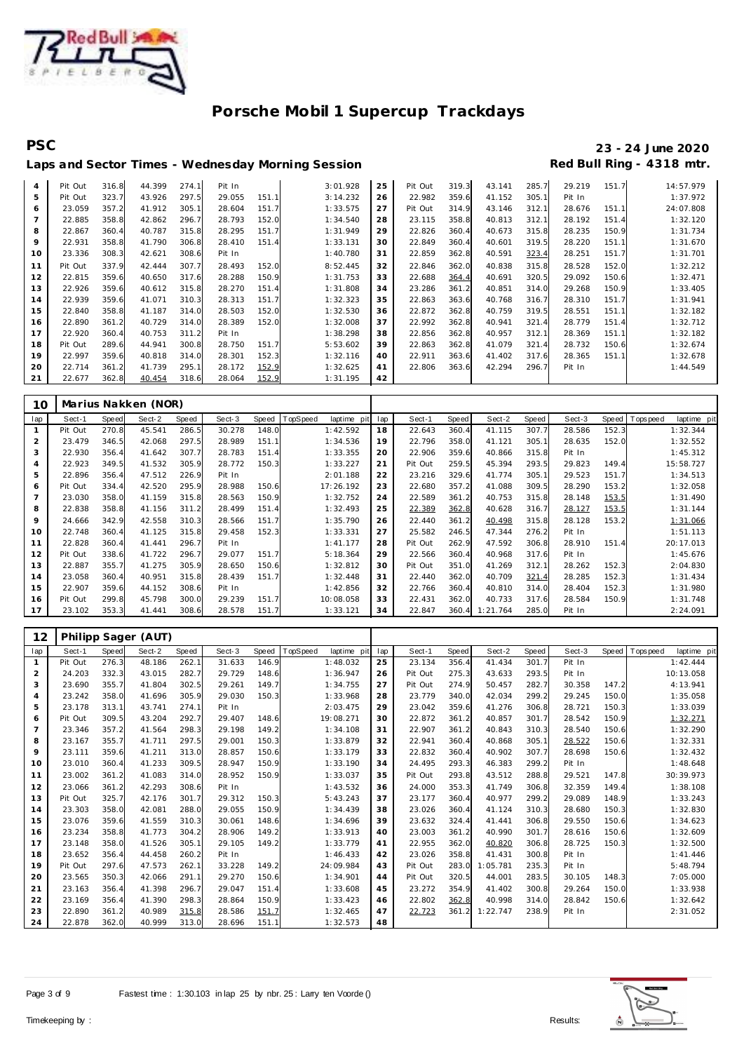# Porsche Mobil 1 Supercup Trackdays

## PSC

**23 - 24 June 2020**

### Laps and Sector Times - Wednesday Morning Session

**Red Bull Ring - 4318 mtr.**

| lap | Sect-1 | Speed | Sect-2 | Speed | Sect-3 | Speed | TopSpeed | laptime pit | lap | Sect-1 | Speed | Sect-2 | Speed | Sect-3 | Speed | Topspeed | laptime pit |
|---|---|---|---|---|---|---|---|---|---|---|---|---|---|---|---|---|---|
| 4 | Pit Out | 316.8 | 44.399 | 274.1 | Pit In | | | 3:01.928 | 25 | Pit Out | 319.3 | 43.141 | 285.7 | 29.219 | 151.7 | | 14:57.979 |
| 5 | Pit Out | 323.7 | 43.926 | 297.5 | 29.055 | 151.1 | | 3:14.232 | 26 | 22.982 | 359.6 | 41.152 | 305.1 | Pit In | | | 1:37.972 |
| 6 | 23.059 | 357.2 | 41.912 | 305.1 | 28.604 | 151.7 | | 1:33.575 | 27 | Pit Out | 314.9 | 43.146 | 312.1 | 28.676 | 151.1 | | 24:07.808 |
| 7 | 22.885 | 358.8 | 42.862 | 296.7 | 28.793 | 152.0 | | 1:34.540 | 28 | 23.115 | 358.8 | 40.813 | 312.1 | 28.192 | 151.4 | | 1:32.120 |
| 8 | 22.867 | 360.4 | 40.787 | 315.8 | 28.295 | 151.7 | | 1:31.949 | 29 | 22.826 | 360.4 | 40.673 | 315.8 | 28.235 | 150.9 | | 1:31.734 |
| 9 | 22.931 | 358.8 | 41.790 | 306.8 | 28.410 | 151.4 | | 1:33.131 | 30 | 22.849 | 360.4 | 40.601 | 319.5 | 28.220 | 151.1 | | 1:31.670 |
| 10 | 23.336 | 308.3 | 42.621 | 308.6 | Pit In | | | 1:40.780 | 31 | 22.859 | 362.8 | 40.591 | 323.4 | 28.251 | 151.7 | | 1:31.701 |
| 11 | Pit Out | 337.9 | 42.444 | 307.7 | 28.493 | 152.0 | | 8:52.445 | 32 | 22.846 | 362.0 | 40.838 | 315.8 | 28.528 | 152.0 | | 1:32.212 |
| 12 | 22.815 | 359.6 | 40.650 | 317.6 | 28.288 | 150.9 | | 1:31.753 | 33 | 22.688 | 364.4 | 40.691 | 320.5 | 29.092 | 150.6 | | 1:32.471 |
| 13 | 22.926 | 359.6 | 40.612 | 315.8 | 28.270 | 151.4 | | 1:31.808 | 34 | 23.286 | 361.2 | 40.851 | 314.0 | 29.268 | 150.9 | | 1:33.405 |
| 14 | 22.939 | 359.6 | 41.071 | 310.3 | 28.313 | 151.7 | | 1:32.323 | 35 | 22.863 | 363.6 | 40.768 | 316.7 | 28.310 | 151.7 | | 1:31.941 |
| 15 | 22.840 | 358.8 | 41.187 | 314.0 | 28.503 | 152.0 | | 1:32.530 | 36 | 22.872 | 362.8 | 40.759 | 319.5 | 28.551 | 151.1 | | 1:32.182 |
| 16 | 22.890 | 361.2 | 40.729 | 314.0 | 28.389 | 152.0 | | 1:32.008 | 37 | 22.992 | 362.8 | 40.941 | 321.4 | 28.779 | 151.4 | | 1:32.712 |
| 17 | 22.920 | 360.4 | 40.753 | 311.2 | Pit In | | | 1:38.298 | 38 | 22.856 | 362.8 | 40.957 | 312.1 | 28.369 | 151.1 | | 1:32.182 |
| 18 | Pit Out | 289.6 | 44.941 | 300.8 | 28.750 | 151.7 | | 5:53.602 | 39 | 22.863 | 362.8 | 41.079 | 321.4 | 28.732 | 150.6 | | 1:32.674 |
| 19 | 22.997 | 359.6 | 40.818 | 314.0 | 28.301 | 152.3 | | 1:32.116 | 40 | 22.911 | 363.6 | 41.402 | 317.6 | 28.365 | 151.1 | | 1:32.678 |
| 20 | 22.714 | 361.2 | 41.739 | 295.1 | 28.172 | 152.9 | | 1:32.625 | 41 | 22.806 | 363.6 | 42.294 | 296.7 | Pit In | | | 1:44.549 |
| 21 | 22.677 | 362.8 | 40.454 | 318.6 | 28.064 | 152.9 | | 1:31.195 | 42 | | | | | | | | |

### 10 Marius Nakken (NOR)

| lap | Sect-1 | Speed | Sect-2 | Speed | Sect-3 | Speed | TopSpeed | laptime pit | lap | Sect-1 | Speed | Sect-2 | Speed | Sect-3 | Speed | Topspeed | laptime pit |
|---|---|---|---|---|---|---|---|---|---|---|---|---|---|---|---|---|---|
| 1 | Pit Out | 270.8 | 45.541 | 286.5 | 30.278 | 148.0 | | 1:42.592 | 18 | 22.643 | 360.4 | 41.115 | 307.7 | 28.586 | 152.3 | | 1:32.344 |
| 2 | 23.479 | 346.5 | 42.068 | 297.5 | 28.989 | 151.1 | | 1:34.536 | 19 | 22.796 | 358.0 | 41.121 | 305.1 | 28.635 | 152.0 | | 1:32.552 |
| 3 | 22.930 | 356.4 | 41.642 | 307.7 | 28.783 | 151.4 | | 1:33.355 | 20 | 22.906 | 359.6 | 40.866 | 315.8 | Pit In | | | 1:45.312 |
| 4 | 22.923 | 349.5 | 41.532 | 305.9 | 28.772 | 150.3 | | 1:33.227 | 21 | Pit Out | 259.5 | 45.394 | 293.5 | 29.823 | 149.4 | | 15:58.727 |
| 5 | 22.896 | 356.4 | 47.512 | 226.9 | Pit In | | | 2:01.188 | 22 | 23.216 | 329.6 | 41.774 | 305.1 | 29.523 | 151.7 | | 1:34.513 |
| 6 | Pit Out | 334.4 | 42.520 | 295.9 | 28.988 | 150.6 | | 17:26.192 | 23 | 22.680 | 357.2 | 41.088 | 309.5 | 28.290 | 153.2 | | 1:32.058 |
| 7 | 23.030 | 358.0 | 41.159 | 315.8 | 28.563 | 150.9 | | 1:32.752 | 24 | 22.589 | 361.2 | 40.753 | 315.8 | 28.148 | 153.5 | | 1:31.490 |
| 8 | 22.838 | 358.8 | 41.156 | 311.2 | 28.499 | 151.4 | | 1:32.493 | 25 | 22.389 | 362.8 | 40.628 | 316.7 | 28.127 | 153.5 | | 1:31.144 |
| 9 | 24.666 | 342.9 | 42.558 | 310.3 | 28.566 | 151.7 | | 1:35.790 | 26 | 22.440 | 361.2 | 40.498 | 315.8 | 28.128 | 153.2 | | 1:31.066 |
| 10 | 22.748 | 360.4 | 41.125 | 315.8 | 29.458 | 152.3 | | 1:33.331 | 27 | 25.582 | 246.5 | 47.344 | 276.2 | Pit In | | | 1:51.113 |
| 11 | 22.828 | 360.4 | 41.441 | 296.7 | Pit In | | | 1:41.177 | 28 | Pit Out | 262.9 | 47.592 | 306.8 | 28.910 | 151.4 | | 20:17.013 |
| 12 | Pit Out | 338.6 | 41.722 | 296.7 | 29.077 | 151.7 | | 5:18.364 | 29 | 22.566 | 360.4 | 40.968 | 317.6 | Pit In | | | 1:45.676 |
| 13 | 22.887 | 355.7 | 41.275 | 305.9 | 28.650 | 150.6 | | 1:32.812 | 30 | Pit Out | 351.0 | 41.269 | 312.1 | 28.262 | 152.3 | | 2:04.830 |
| 14 | 23.058 | 360.4 | 40.951 | 315.8 | 28.439 | 151.7 | | 1:32.448 | 31 | 22.440 | 362.0 | 40.709 | 321.4 | 28.285 | 152.3 | | 1:31.434 |
| 15 | 22.907 | 359.6 | 44.152 | 308.6 | Pit In | | | 1:42.856 | 32 | 22.766 | 360.4 | 40.810 | 314.0 | 28.404 | 152.3 | | 1:31.980 |
| 16 | Pit Out | 299.8 | 45.798 | 300.0 | 29.239 | 151.7 | | 10:08.058 | 33 | 22.431 | 362.0 | 40.733 | 317.6 | 28.584 | 150.9 | | 1:31.748 |
| 17 | 23.102 | 353.3 | 41.441 | 308.6 | 28.578 | 151.7 | | 1:33.121 | 34 | 22.847 | 360.4 | 1:21.764 | 285.0 | Pit In | | | 2:24.091 |

### 12 Philipp Sager (AUT)

| lap | Sect-1 | Speed | Sect-2 | Speed | Sect-3 | Speed | TopSpeed | laptime pit | lap | Sect-1 | Speed | Sect-2 | Speed | Sect-3 | Speed | Topspeed | laptime pit |
|---|---|---|---|---|---|---|---|---|---|---|---|---|---|---|---|---|---|
| 1 | Pit Out | 276.3 | 48.186 | 262.1 | 31.633 | 146.9 | | 1:48.032 | 25 | 23.134 | 356.4 | 41.434 | 301.7 | Pit In | | | 1:42.444 |
| 2 | 24.203 | 332.3 | 43.015 | 282.7 | 29.729 | 148.6 | | 1:36.947 | 26 | Pit Out | 275.3 | 43.633 | 293.5 | Pit In | | | 10:13.058 |
| 3 | 23.690 | 355.7 | 41.804 | 302.5 | 29.261 | 149.7 | | 1:34.755 | 27 | Pit Out | 274.9 | 50.457 | 282.7 | 30.358 | 147.2 | | 4:13.941 |
| 4 | 23.242 | 358.0 | 41.696 | 305.9 | 29.030 | 150.3 | | 1:33.968 | 28 | 23.779 | 340.0 | 42.034 | 299.2 | 29.245 | 150.0 | | 1:35.058 |
| 5 | 23.178 | 313.1 | 43.741 | 274.1 | Pit In | | | 2:03.475 | 29 | 23.042 | 359.6 | 41.276 | 306.8 | 28.721 | 150.3 | | 1:33.039 |
| 6 | Pit Out | 309.5 | 43.204 | 292.7 | 29.407 | 148.6 | | 19:08.271 | 30 | 22.872 | 361.2 | 40.857 | 301.7 | 28.542 | 150.9 | | 1:32.271 |
| 7 | 23.346 | 357.2 | 41.564 | 298.3 | 29.198 | 149.2 | | 1:34.108 | 31 | 22.907 | 361.2 | 40.843 | 310.3 | 28.540 | 150.6 | | 1:32.290 |
| 8 | 23.167 | 355.7 | 41.711 | 297.5 | 29.001 | 150.3 | | 1:33.879 | 32 | 22.941 | 360.4 | 40.868 | 305.1 | 28.522 | 150.6 | | 1:32.331 |
| 9 | 23.111 | 359.6 | 41.211 | 313.0 | 28.857 | 150.6 | | 1:33.179 | 33 | 22.832 | 360.4 | 40.902 | 307.7 | 28.698 | 150.6 | | 1:32.432 |
| 10 | 23.010 | 360.4 | 41.233 | 309.5 | 28.947 | 150.9 | | 1:33.190 | 34 | 24.495 | 293.3 | 46.383 | 299.2 | Pit In | | | 1:48.648 |
| 11 | 23.002 | 361.2 | 41.083 | 314.0 | 28.952 | 150.9 | | 1:33.037 | 35 | Pit Out | 293.8 | 43.512 | 288.8 | 29.521 | 147.8 | | 30:39.973 |
| 12 | 23.066 | 361.2 | 42.293 | 308.6 | Pit In | | | 1:43.532 | 36 | 24.000 | 353.3 | 41.749 | 306.8 | 32.359 | 149.4 | | 1:38.108 |
| 13 | Pit Out | 325.7 | 42.176 | 301.7 | 29.312 | 150.3 | | 5:43.243 | 37 | 23.177 | 360.4 | 40.977 | 299.2 | 29.089 | 148.9 | | 1:33.243 |
| 14 | 23.303 | 358.0 | 42.081 | 288.0 | 29.055 | 150.9 | | 1:34.439 | 38 | 23.026 | 360.4 | 41.124 | 310.3 | 28.680 | 150.3 | | 1:32.830 |
| 15 | 23.076 | 359.6 | 41.559 | 310.3 | 30.061 | 148.6 | | 1:34.696 | 39 | 23.632 | 324.4 | 41.441 | 306.8 | 29.550 | 150.6 | | 1:34.623 |
| 16 | 23.234 | 358.8 | 41.773 | 304.2 | 28.906 | 149.2 | | 1:33.913 | 40 | 23.003 | 361.2 | 40.990 | 301.7 | 28.616 | 150.6 | | 1:32.609 |
| 17 | 23.148 | 358.0 | 41.526 | 305.1 | 29.105 | 149.2 | | 1:33.779 | 41 | 22.955 | 362.0 | 40.820 | 306.8 | 28.725 | 150.3 | | 1:32.500 |
| 18 | 23.652 | 356.4 | 44.458 | 260.2 | Pit In | | | 1:46.433 | 42 | 23.026 | 358.8 | 41.431 | 300.8 | Pit In | | | 1:41.446 |
| 19 | Pit Out | 297.6 | 47.573 | 262.1 | 33.228 | 149.2 | | 24:09.984 | 43 | Pit Out | 283.0 | 1:05.781 | 235.3 | Pit In | | | 5:48.794 |
| 20 | 23.565 | 350.3 | 42.066 | 291.1 | 29.270 | 150.6 | | 1:34.901 | 44 | Pit Out | 320.5 | 44.001 | 283.5 | 30.105 | 148.3 | | 7:05.000 |
| 21 | 23.163 | 356.4 | 41.398 | 296.7 | 29.047 | 151.4 | | 1:33.608 | 45 | 23.272 | 354.9 | 41.402 | 300.8 | 29.264 | 150.0 | | 1:33.938 |
| 22 | 23.169 | 356.4 | 41.390 | 298.3 | 28.864 | 150.9 | | 1:33.423 | 46 | 22.802 | 362.8 | 40.998 | 314.0 | 28.842 | 150.6 | | 1:32.642 |
| 23 | 22.890 | 361.2 | 40.989 | 315.8 | 28.586 | 151.7 | | 1:32.465 | 47 | 22.723 | 361.2 | 1:22.747 | 238.9 | Pit In | | | 2:31.052 |
| 24 | 22.878 | 362.0 | 40.999 | 313.0 | 28.696 | 151.1 | | 1:32.573 | 48 | | | | | | | | |

Fastest time : 1:30.103 in lap 25 by nbr. 25 : Larry ten Voorde ()

Timekeeping by : Results: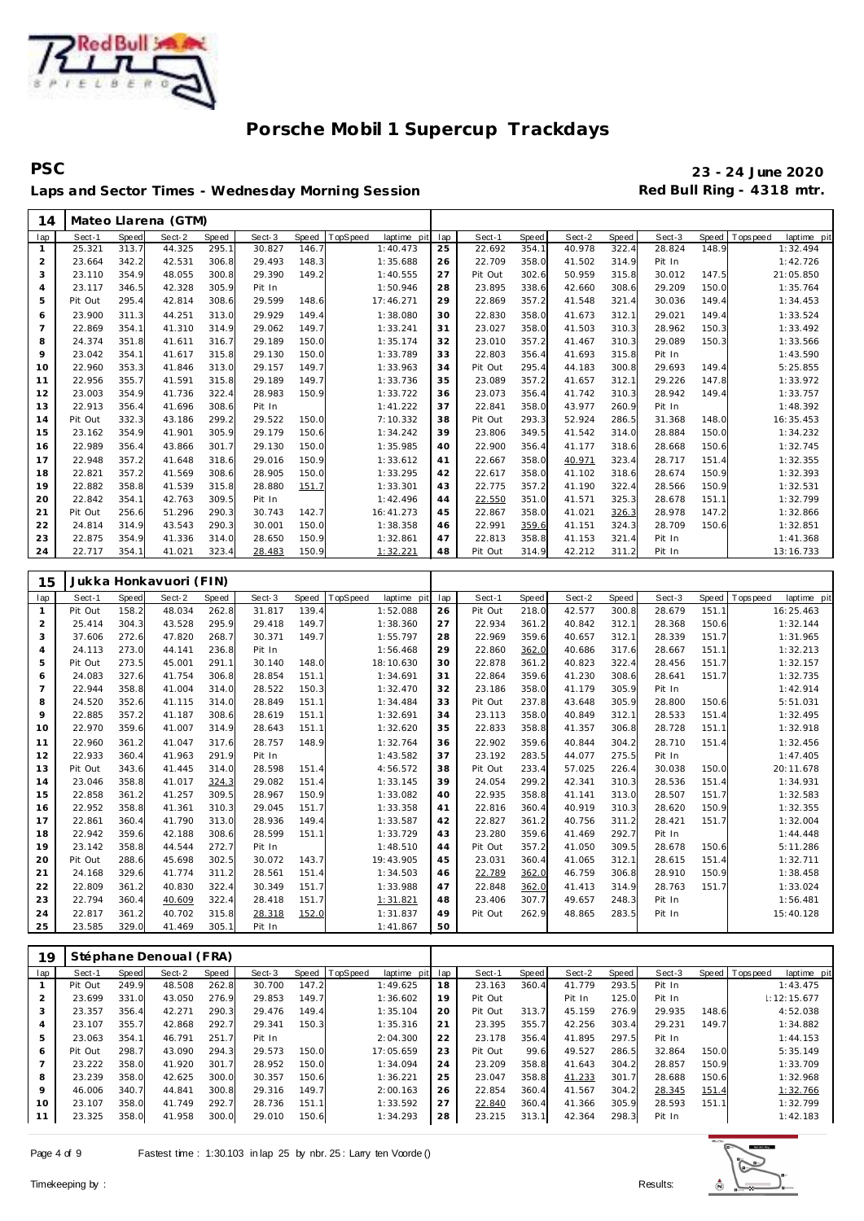# Porsche Mobil 1 Supercup Trackdays

**PSC** **23 - 24 June 2020**

**Laps and Sector Times - Wednesday Morning Session** **Red Bull Ring - 4318 mtr.**

| 14 | Mateo Llarena (GTM) | | | | | | | | | | | | | | | | |
|---|---|---|---|---|---|---|---|---|---|---|---|---|---|---|---|---|---|
| lap | Sect-1 | Speed | Sect-2 | Speed | Sect-3 | Speed | TopSpeed | laptime pit | lap | Sect-1 | Speed | Sect-2 | Speed | Sect-3 | Speed | Topspeed | laptime pit |
| 1 | 25.321 | 313.7 | 44.325 | 295.1 | 30.827 | 146.7 | | 1:40.473 | 25 | 22.692 | 354.1 | 40.978 | 322.4 | 28.824 | 148.9 | | 1:32.494 |
| 2 | 23.664 | 342.2 | 42.531 | 306.8 | 29.493 | 148.3 | | 1:35.688 | 26 | 22.709 | 358.0 | 41.502 | 314.9 | Pit In | | | 1:42.726 |
| 3 | 23.110 | 354.9 | 48.055 | 300.8 | 29.390 | 149.2 | | 1:40.555 | 27 | Pit Out | 302.6 | 50.959 | 315.8 | 30.012 | 147.5 | | 21:05.850 |
| 4 | 23.117 | 346.5 | 42.328 | 305.9 | Pit In | | | 1:50.946 | 28 | 23.895 | 338.6 | 42.660 | 308.6 | 29.209 | 150.0 | | 1:35.764 |
| 5 | Pit Out | 295.4 | 42.814 | 308.6 | 29.599 | 148.6 | | 17:46.271 | 29 | 22.869 | 357.2 | 41.548 | 321.4 | 30.036 | 149.4 | | 1:34.453 |
| 6 | 23.900 | 311.3 | 44.251 | 313.0 | 29.929 | 149.4 | | 1:38.080 | 30 | 22.830 | 358.0 | 41.673 | 312.1 | 29.021 | 149.4 | | 1:33.524 |
| 7 | 22.869 | 354.1 | 41.310 | 314.9 | 29.062 | 149.7 | | 1:33.241 | 31 | 23.027 | 358.0 | 41.503 | 310.3 | 28.962 | 150.3 | | 1:33.492 |
| 8 | 24.374 | 351.8 | 41.611 | 316.7 | 29.189 | 150.0 | | 1:35.174 | 32 | 23.010 | 357.2 | 41.467 | 310.3 | 29.089 | 150.3 | | 1:33.566 |
| 9 | 23.042 | 354.1 | 41.617 | 315.8 | 29.130 | 150.0 | | 1:33.789 | 33 | 22.803 | 356.4 | 41.693 | 315.8 | Pit In | | | 1:43.590 |
| 10 | 22.960 | 353.3 | 41.846 | 313.0 | 29.157 | 149.7 | | 1:33.963 | 34 | Pit Out | 295.4 | 44.183 | 300.8 | 29.693 | 149.4 | | 5:25.855 |
| 11 | 22.956 | 355.7 | 41.591 | 315.8 | 29.189 | 149.7 | | 1:33.736 | 35 | 23.089 | 357.2 | 41.657 | 312.1 | 29.226 | 147.8 | | 1:33.972 |
| 12 | 23.003 | 354.9 | 41.736 | 322.4 | 28.983 | 150.9 | | 1:33.722 | 36 | 23.073 | 356.4 | 41.742 | 310.3 | 28.942 | 149.4 | | 1:33.757 |
| 13 | 22.913 | 356.4 | 41.696 | 308.6 | Pit In | | | 1:41.222 | 37 | 22.841 | 358.0 | 43.977 | 260.9 | Pit In | | | 1:48.392 |
| 14 | Pit Out | 332.3 | 43.186 | 299.2 | 29.522 | 150.0 | | 7:10.332 | 38 | Pit Out | 293.3 | 52.924 | 286.5 | 31.368 | 148.0 | | 16:35.453 |
| 15 | 23.162 | 354.9 | 41.901 | 305.9 | 29.179 | 150.6 | | 1:34.242 | 39 | 23.806 | 349.5 | 41.542 | 314.0 | 28.884 | 150.0 | | 1:34.232 |
| 16 | 22.989 | 356.4 | 43.866 | 301.7 | 29.130 | 150.0 | | 1:35.985 | 40 | 22.900 | 356.4 | 41.177 | 318.6 | 28.668 | 150.6 | | 1:32.745 |
| 17 | 22.948 | 357.2 | 41.648 | 318.6 | 29.016 | 150.9 | | 1:33.612 | 41 | 22.667 | 358.0 | 40.971 | 323.4 | 28.717 | 151.4 | | 1:32.355 |
| 18 | 22.821 | 357.2 | 41.569 | 308.6 | 28.905 | 150.0 | | 1:33.295 | 42 | 22.617 | 358.0 | 41.102 | 318.6 | 28.674 | 150.9 | | 1:32.393 |
| 19 | 22.882 | 358.8 | 41.539 | 315.8 | 28.880 | 151.7 | | 1:33.301 | 43 | 22.775 | 357.2 | 41.190 | 322.4 | 28.566 | 150.9 | | 1:32.531 |
| 20 | 22.842 | 354.1 | 42.763 | 309.5 | Pit In | | | 1:42.496 | 44 | 22.550 | 351.0 | 41.571 | 325.3 | 28.678 | 151.1 | | 1:32.799 |
| 21 | Pit Out | 256.6 | 51.296 | 290.3 | 30.743 | 142.7 | | 16:41.273 | 45 | 22.867 | 358.0 | 41.021 | 326.3 | 28.978 | 147.2 | | 1:32.866 |
| 22 | 24.814 | 314.9 | 43.543 | 290.3 | 30.001 | 150.0 | | 1:38.358 | 46 | 22.991 | 359.6 | 41.151 | 324.3 | 28.709 | 150.6 | | 1:32.851 |
| 23 | 22.875 | 354.9 | 41.336 | 314.0 | 28.650 | 150.9 | | 1:32.861 | 47 | 22.813 | 358.8 | 41.153 | 321.4 | Pit In | | | 1:41.368 |
| 24 | 22.717 | 354.1 | 41.021 | 323.4 | 28.483 | 150.9 | | 1:32.221 | 48 | Pit Out | 314.9 | 42.212 | 311.2 | Pit In | | | 13:16.733 |

| 15 | Jukka Honkavuori (FIN) | | | | | | | | | | | | | | | | |
|---|---|---|---|---|---|---|---|---|---|---|---|---|---|---|---|---|---|
| lap | Sect-1 | Speed | Sect-2 | Speed | Sect-3 | Speed | TopSpeed | laptime pit | lap | Sect-1 | Speed | Sect-2 | Speed | Sect-3 | Speed | Topspeed | laptime pit |
| 1 | Pit Out | 158.2 | 48.034 | 262.8 | 31.817 | 139.4 | | 1:52.088 | 26 | Pit Out | 218.0 | 42.577 | 300.8 | 28.679 | 151.1 | | 16:25.463 |
| 2 | 25.414 | 304.3 | 43.528 | 295.9 | 29.418 | 149.7 | | 1:38.360 | 27 | 22.934 | 361.2 | 40.842 | 312.1 | 28.368 | 150.6 | | 1:32.144 |
| 3 | 37.606 | 272.6 | 47.820 | 268.7 | 30.371 | 149.7 | | 1:55.797 | 28 | 22.969 | 359.6 | 40.657 | 312.1 | 28.339 | 151.7 | | 1:31.965 |
| 4 | 24.113 | 273.0 | 44.141 | 236.8 | Pit In | | | 1:56.468 | 29 | 22.860 | 362.0 | 40.686 | 317.6 | 28.667 | 151.1 | | 1:32.213 |
| 5 | Pit Out | 273.5 | 45.001 | 291.1 | 30.140 | 148.0 | | 18:10.630 | 30 | 22.878 | 361.2 | 40.823 | 322.4 | 28.456 | 151.7 | | 1:32.157 |
| 6 | 24.083 | 327.6 | 41.754 | 306.8 | 28.854 | 151.1 | | 1:34.691 | 31 | 22.864 | 359.6 | 41.230 | 308.6 | 28.641 | 151.7 | | 1:32.735 |
| 7 | 22.944 | 358.8 | 41.004 | 314.0 | 28.522 | 150.3 | | 1:32.470 | 32 | 23.186 | 358.0 | 41.179 | 305.9 | Pit In | | | 1:42.914 |
| 8 | 24.520 | 352.6 | 41.115 | 314.0 | 28.849 | 151.1 | | 1:34.484 | 33 | Pit Out | 237.8 | 43.648 | 305.9 | 28.800 | 150.6 | | 5:51.031 |
| 9 | 22.885 | 357.2 | 41.187 | 308.6 | 28.619 | 151.1 | | 1:32.691 | 34 | 23.113 | 358.0 | 40.849 | 312.1 | 28.533 | 151.4 | | 1:32.495 |
| 10 | 22.970 | 359.6 | 41.007 | 314.9 | 28.643 | 151.1 | | 1:32.620 | 35 | 22.833 | 358.8 | 41.357 | 306.8 | 28.728 | 151.1 | | 1:32.918 |
| 11 | 22.960 | 361.2 | 41.047 | 317.6 | 28.757 | 148.9 | | 1:32.764 | 36 | 22.902 | 359.6 | 40.844 | 304.2 | 28.710 | 151.4 | | 1:32.456 |
| 12 | 22.933 | 360.4 | 41.963 | 291.9 | Pit In | | | 1:43.582 | 37 | 23.192 | 283.5 | 44.077 | 275.5 | Pit In | | | 1:47.405 |
| 13 | Pit Out | 343.6 | 41.445 | 314.0 | 28.598 | 151.4 | | 4:56.572 | 38 | Pit Out | 233.4 | 57.025 | 226.4 | 30.038 | 150.0 | | 20:11.678 |
| 14 | 23.046 | 358.8 | 41.017 | 324.3 | 29.082 | 151.4 | | 1:33.145 | 39 | 24.054 | 299.2 | 42.341 | 310.3 | 28.536 | 151.4 | | 1:34.931 |
| 15 | 22.858 | 361.2 | 41.257 | 309.5 | 28.967 | 150.9 | | 1:33.082 | 40 | 22.935 | 358.8 | 41.141 | 313.0 | 28.507 | 151.7 | | 1:32.583 |
| 16 | 22.952 | 358.8 | 41.361 | 310.3 | 29.045 | 151.7 | | 1:33.358 | 41 | 22.816 | 360.4 | 40.919 | 310.3 | 28.620 | 150.9 | | 1:32.355 |
| 17 | 22.861 | 360.4 | 41.790 | 313.0 | 28.936 | 149.4 | | 1:33.587 | 42 | 22.827 | 361.2 | 40.756 | 311.2 | 28.421 | 151.7 | | 1:32.004 |
| 18 | 22.942 | 359.6 | 42.188 | 308.6 | 28.599 | 151.1 | | 1:33.729 | 43 | 23.280 | 359.6 | 41.469 | 292.7 | Pit In | | | 1:44.448 |
| 19 | 23.142 | 358.8 | 44.544 | 272.7 | Pit In | | | 1:48.510 | 44 | Pit Out | 357.2 | 41.050 | 309.5 | 28.678 | 150.6 | | 5:11.286 |
| 20 | Pit Out | 288.6 | 45.698 | 302.5 | 30.072 | 143.7 | | 19:43.905 | 45 | 23.031 | 360.4 | 41.065 | 312.1 | 28.615 | 151.4 | | 1:32.711 |
| 21 | 24.168 | 329.6 | 41.774 | 311.2 | 28.561 | 151.4 | | 1:34.503 | 46 | 22.789 | 362.0 | 46.759 | 306.8 | 28.910 | 150.9 | | 1:38.458 |
| 22 | 22.809 | 361.2 | 40.830 | 322.4 | 30.349 | 151.7 | | 1:33.988 | 47 | 22.848 | 362.0 | 41.413 | 314.9 | 28.763 | 151.7 | | 1:33.024 |
| 23 | 22.794 | 360.4 | 40.609 | 322.4 | 28.418 | 151.7 | | 1:31.821 | 48 | 23.406 | 307.7 | 49.657 | 248.3 | Pit In | | | 1:56.481 |
| 24 | 22.817 | 361.2 | 40.702 | 315.8 | 28.318 | 152.0 | | 1:31.837 | 49 | Pit Out | 262.9 | 48.865 | 283.5 | Pit In | | | 15:40.128 |
| 25 | 23.585 | 329.0 | 41.469 | 305.1 | Pit In | | | 1:41.867 | 50 | | | | | | | | |

| 19 | Stéphane Denoual (FRA) | | | | | | | | | | | | | | | | |
|---|---|---|---|---|---|---|---|---|---|---|---|---|---|---|---|---|---|
| lap | Sect-1 | Speed | Sect-2 | Speed | Sect-3 | Speed | TopSpeed | laptime pit | lap | Sect-1 | Speed | Sect-2 | Speed | Sect-3 | Speed | Topspeed | laptime pit |
| 1 | Pit Out | 249.9 | 48.508 | 262.8 | 30.700 | 147.2 | | 1:49.625 | 18 | 23.163 | 360.4 | 41.779 | 293.5 | Pit In | | | 1:43.475 |
| 2 | 23.699 | 331.0 | 43.050 | 276.9 | 29.853 | 149.7 | | 1:36.602 | 19 | Pit Out | | Pit In | 125.0 | Pit In | | | 1:12:15.677 |
| 3 | 23.357 | 356.4 | 42.271 | 290.3 | 29.476 | 149.4 | | 1:35.104 | 20 | Pit Out | 313.7 | 45.159 | 276.9 | 29.935 | 148.6 | | 4:52.038 |
| 4 | 23.107 | 355.7 | 42.868 | 292.7 | 29.341 | 150.3 | | 1:35.316 | 21 | 23.395 | 355.7 | 42.256 | 303.4 | 29.231 | 149.7 | | 1:34.882 |
| 5 | 23.063 | 354.1 | 46.791 | 251.7 | Pit In | | | 2:04.300 | 22 | 23.178 | 356.4 | 41.895 | 297.5 | Pit In | | | 1:44.153 |
| 6 | Pit Out | 298.7 | 43.090 | 294.3 | 29.573 | 150.0 | | 17:05.659 | 23 | Pit Out | 99.6 | 49.527 | 286.5 | 32.864 | 150.0 | | 5:35.149 |
| 7 | 23.222 | 358.0 | 41.920 | 301.7 | 28.952 | 150.0 | | 1:34.094 | 24 | 23.209 | 358.8 | 41.643 | 304.2 | 28.857 | 150.9 | | 1:33.709 |
| 8 | 23.239 | 358.0 | 42.625 | 300.0 | 30.357 | 150.6 | | 1:36.221 | 25 | 23.047 | 358.8 | 41.233 | 301.7 | 28.688 | 150.6 | | 1:32.968 |
| 9 | 46.006 | 340.7 | 44.841 | 300.8 | 29.316 | 149.7 | | 2:00.163 | 26 | 22.854 | 360.4 | 41.567 | 304.2 | 28.345 | 151.4 | | 1:32.766 |
| 10 | 23.107 | 358.0 | 41.749 | 292.7 | 28.736 | 151.1 | | 1:33.592 | 27 | 22.840 | 360.4 | 41.366 | 305.9 | 28.593 | 151.1 | | 1:32.799 |
| 11 | 23.325 | 358.0 | 41.958 | 300.0 | 29.010 | 150.6 | | 1:34.293 | 28 | 23.215 | 313.1 | 42.364 | 298.3 | Pit In | | | 1:42.183 |

Fastest time : 1:30.103 in lap 25 by nbr. 25 : Larry ten Voorde ()

Timekeeping by : Results: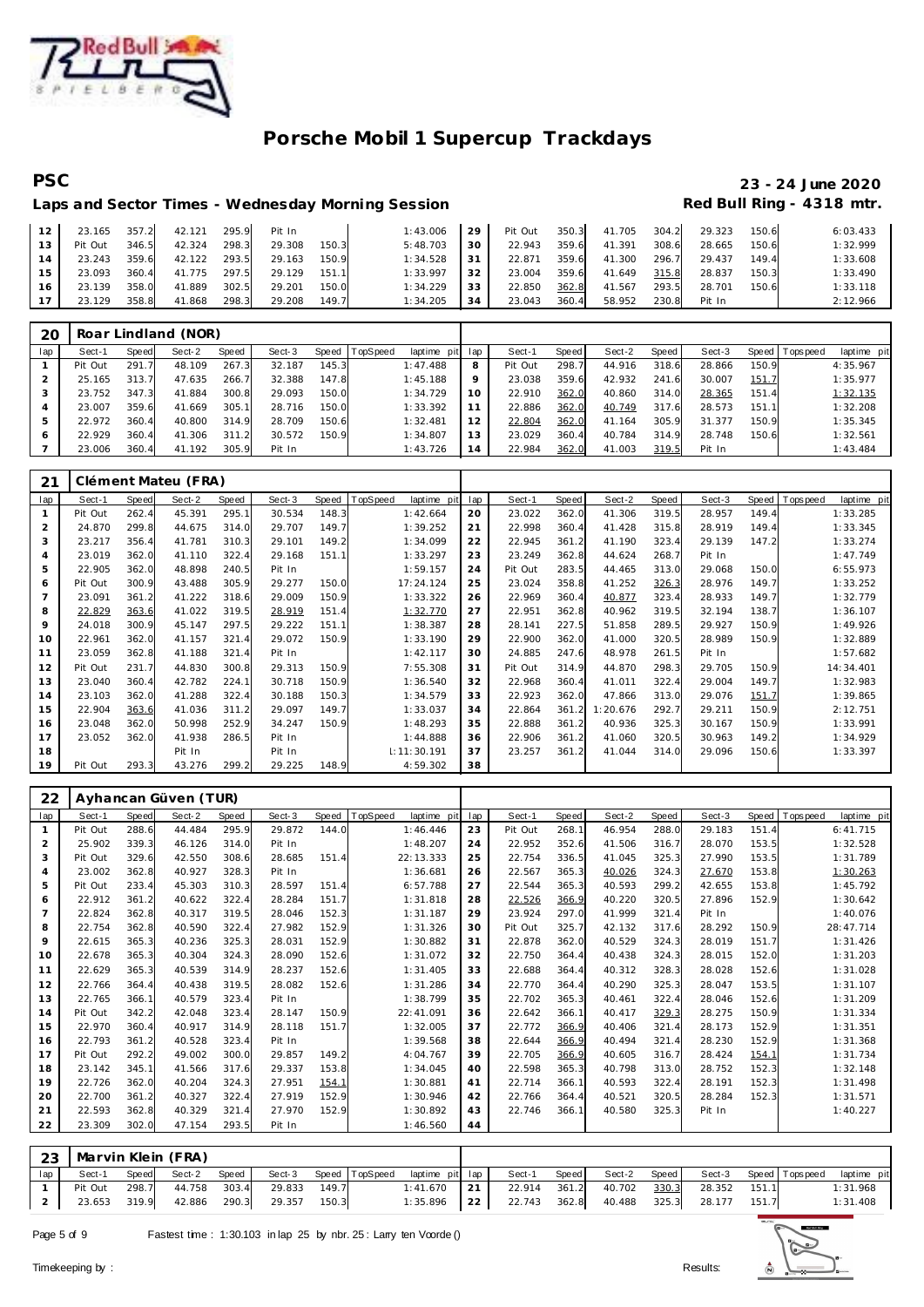# Porsche Mobil 1 Supercup Trackdays

## PSC

**23 - 24 June 2020**

### Laps and Sector Times - Wednesday Morning Session

**Red Bull Ring - 4318 mtr.**

| lap | Sect-1 | Speed | Sect-2 | Speed | Sect-3 | Speed | TopSpeed | laptime pit | lap | Sect-1 | Speed | Sect-2 | Speed | Sect-3 | Speed | Topspeed | laptime pit |
|---|---|---|---|---|---|---|---|---|---|---|---|---|---|---|---|---|---|
| 12 | 23.165 | 357.2 | 42.121 | 295.9 | Pit In | | | 1:43.006 | 29 | Pit Out | 350.3 | 41.705 | 304.2 | 29.323 | 150.6 | | 6:03.433 |
| 13 | Pit Out | 346.5 | 42.324 | 298.3 | 29.308 | 150.3 | | 5:48.703 | 30 | 22.943 | 359.6 | 41.391 | 308.6 | 28.665 | 150.6 | | 1:32.999 |
| 14 | 23.243 | 359.6 | 42.122 | 293.5 | 29.163 | 150.9 | | 1:34.528 | 31 | 22.871 | 359.6 | 41.300 | 296.7 | 29.437 | 149.4 | | 1:33.608 |
| 15 | 23.093 | 360.4 | 41.775 | 297.5 | 29.129 | 151.1 | | 1:33.997 | 32 | 23.004 | 359.6 | 41.649 | 315.8 | 28.837 | 150.3 | | 1:33.490 |
| 16 | 23.139 | 358.0 | 41.889 | 302.5 | 29.201 | 150.0 | | 1:34.229 | 33 | 22.850 | 362.8 | 41.567 | 293.5 | 28.701 | 150.6 | | 1:33.118 |
| 17 | 23.129 | 358.8 | 41.868 | 298.3 | 29.208 | 149.7 | | 1:34.205 | 34 | 23.043 | 360.4 | 58.952 | 230.8 | Pit In | | | 2:12.966 |

### 20 Roar Lindland (NOR)

| lap | Sect-1 | Speed | Sect-2 | Speed | Sect-3 | Speed | TopSpeed | laptime pit | lap | Sect-1 | Speed | Sect-2 | Speed | Sect-3 | Speed | Topspeed | laptime pit |
|---|---|---|---|---|---|---|---|---|---|---|---|---|---|---|---|---|---|
| 1 | Pit Out | 291.7 | 48.109 | 267.3 | 32.187 | 145.3 | | 1:47.488 | 8 | Pit Out | 298.7 | 44.916 | 318.6 | 28.866 | 150.9 | | 4:35.967 |
| 2 | 25.165 | 313.7 | 47.635 | 266.7 | 32.388 | 147.8 | | 1:45.188 | 9 | 23.038 | 359.6 | 42.932 | 241.6 | 30.007 | 151.7 | | 1:35.977 |
| 3 | 23.752 | 347.3 | 41.884 | 300.8 | 29.093 | 150.0 | | 1:34.729 | 10 | 22.910 | 362.0 | 40.860 | 314.0 | 28.365 | 151.4 | | 1:32.135 |
| 4 | 23.007 | 359.6 | 41.669 | 305.1 | 28.716 | 150.0 | | 1:33.392 | 11 | 22.886 | 362.0 | 40.749 | 317.6 | 28.573 | 151.1 | | 1:32.208 |
| 5 | 22.972 | 360.4 | 40.800 | 314.9 | 28.709 | 150.6 | | 1:32.481 | 12 | 22.804 | 362.0 | 41.164 | 305.9 | 31.377 | 150.9 | | 1:35.345 |
| 6 | 22.929 | 360.4 | 41.306 | 311.2 | 30.572 | 150.9 | | 1:34.807 | 13 | 23.029 | 360.4 | 40.784 | 314.9 | 28.748 | 150.6 | | 1:32.561 |
| 7 | 23.006 | 360.4 | 41.192 | 305.9 | Pit In | | | 1:43.726 | 14 | 22.984 | 362.0 | 41.003 | 319.5 | Pit In | | | 1:43.484 |

### 21 Clément Mateu (FRA)

| lap | Sect-1 | Speed | Sect-2 | Speed | Sect-3 | Speed | TopSpeed | laptime pit | lap | Sect-1 | Speed | Sect-2 | Speed | Sect-3 | Speed | Topspeed | laptime pit |
|---|---|---|---|---|---|---|---|---|---|---|---|---|---|---|---|---|---|
| 1 | Pit Out | 262.4 | 45.391 | 295.1 | 30.534 | 148.3 | | 1:42.664 | 20 | 23.022 | 362.0 | 41.306 | 319.5 | 28.957 | 149.4 | | 1:33.285 |
| 2 | 24.870 | 299.8 | 44.675 | 314.0 | 29.707 | 149.7 | | 1:39.252 | 21 | 22.998 | 360.4 | 41.428 | 315.8 | 28.919 | 149.4 | | 1:33.345 |
| 3 | 23.217 | 356.4 | 41.781 | 310.3 | 29.101 | 149.2 | | 1:34.099 | 22 | 22.945 | 361.2 | 41.190 | 323.4 | 29.139 | 147.2 | | 1:33.274 |
| 4 | 23.019 | 362.0 | 41.110 | 322.4 | 29.168 | 151.1 | | 1:33.297 | 23 | 23.249 | 362.8 | 44.624 | 268.7 | Pit In | | | 1:47.749 |
| 5 | 22.905 | 362.0 | 48.898 | 240.5 | Pit In | | | 1:59.157 | 24 | Pit Out | 283.5 | 44.465 | 313.0 | 29.068 | 150.0 | | 6:55.973 |
| 6 | Pit Out | 300.9 | 43.488 | 305.9 | 29.277 | 150.0 | | 17:24.124 | 25 | 23.024 | 358.8 | 41.252 | 326.3 | 28.976 | 149.7 | | 1:33.252 |
| 7 | 23.091 | 361.2 | 41.222 | 318.6 | 29.009 | 150.9 | | 1:33.322 | 26 | 22.969 | 360.4 | 40.877 | 323.4 | 28.933 | 149.7 | | 1:32.779 |
| 8 | 22.829 | 363.6 | 41.022 | 319.5 | 28.919 | 151.4 | | 1:32.770 | 27 | 22.951 | 362.8 | 40.962 | 319.5 | 32.194 | 138.7 | | 1:36.107 |
| 9 | 24.018 | 300.9 | 45.147 | 297.5 | 29.222 | 151.1 | | 1:38.387 | 28 | 28.141 | 227.5 | 51.858 | 289.5 | 29.927 | 150.9 | | 1:49.926 |
| 10 | 22.961 | 362.0 | 41.157 | 321.4 | 29.072 | 150.9 | | 1:33.190 | 29 | 22.900 | 362.0 | 41.000 | 320.5 | 28.989 | 150.9 | | 1:32.889 |
| 11 | 23.059 | 362.8 | 41.188 | 321.4 | Pit In | | | 1:42.117 | 30 | 24.885 | 247.6 | 48.978 | 261.5 | Pit In | | | 1:57.682 |
| 12 | Pit Out | 231.7 | 44.830 | 300.8 | 29.313 | 150.9 | | 7:55.308 | 31 | Pit Out | 314.9 | 44.870 | 298.3 | 29.705 | 150.9 | | 14:34.401 |
| 13 | 23.040 | 360.4 | 42.782 | 224.1 | 30.718 | 150.9 | | 1:36.540 | 32 | 22.968 | 360.4 | 41.011 | 322.4 | 29.004 | 149.7 | | 1:32.983 |
| 14 | 23.103 | 362.0 | 41.288 | 322.4 | 30.188 | 150.3 | | 1:34.579 | 33 | 22.923 | 362.0 | 47.866 | 313.0 | 29.076 | 151.7 | | 1:39.865 |
| 15 | 22.904 | 363.6 | 41.036 | 311.2 | 29.097 | 149.7 | | 1:33.037 | 34 | 22.864 | 361.2 | 1:20.676 | 292.7 | 29.211 | 150.9 | | 2:12.751 |
| 16 | 23.048 | 362.0 | 50.998 | 252.9 | 34.247 | 150.9 | | 1:48.293 | 35 | 22.888 | 361.2 | 40.936 | 325.3 | 30.167 | 150.9 | | 1:33.991 |
| 17 | 23.052 | 362.0 | 41.938 | 286.5 | Pit In | | | 1:44.888 | 36 | 22.906 | 361.2 | 41.060 | 320.5 | 30.963 | 149.2 | | 1:34.929 |
| 18 | | | Pit In | | Pit In | | | 1:11:30.191 | 37 | 23.257 | 361.2 | 41.044 | 314.0 | 29.096 | 150.6 | | 1:33.397 |
| 19 | Pit Out | 293.3 | 43.276 | 299.2 | 29.225 | 148.9 | | 4:59.302 | 38 | | | | | | | | |

### 22 Ayhancan Güven (TUR)

| lap | Sect-1 | Speed | Sect-2 | Speed | Sect-3 | Speed | TopSpeed | laptime pit | lap | Sect-1 | Speed | Sect-2 | Speed | Sect-3 | Speed | Topspeed | laptime pit |
|---|---|---|---|---|---|---|---|---|---|---|---|---|---|---|---|---|---|
| 1 | Pit Out | 288.6 | 44.484 | 295.9 | 29.872 | 144.0 | | 1:46.446 | 23 | Pit Out | 268.1 | 46.954 | 288.0 | 29.183 | 151.4 | | 6:41.715 |
| 2 | 25.902 | 339.3 | 46.126 | 314.0 | Pit In | | | 1:48.207 | 24 | 22.952 | 352.6 | 41.506 | 316.7 | 28.070 | 153.5 | | 1:32.528 |
| 3 | Pit Out | 329.6 | 42.550 | 308.6 | 28.685 | 151.4 | | 22:13.333 | 25 | 22.754 | 336.5 | 41.045 | 325.3 | 27.990 | 153.5 | | 1:31.789 |
| 4 | 23.002 | 362.8 | 40.927 | 328.3 | Pit In | | | 1:36.681 | 26 | 22.567 | 365.3 | 40.026 | 324.3 | 27.670 | 153.8 | | 1:30.263 |
| 5 | Pit Out | 233.4 | 45.303 | 310.3 | 28.597 | 151.4 | | 6:57.788 | 27 | 22.544 | 365.3 | 40.593 | 299.2 | 42.655 | 153.8 | | 1:45.792 |
| 6 | 22.912 | 361.2 | 40.622 | 322.4 | 28.284 | 151.7 | | 1:31.818 | 28 | 22.526 | 366.9 | 40.220 | 320.5 | 27.896 | 152.9 | | 1:30.642 |
| 7 | 22.824 | 362.8 | 40.317 | 319.5 | 28.046 | 152.3 | | 1:31.187 | 29 | 23.924 | 297.0 | 41.999 | 321.4 | Pit In | | | 1:40.076 |
| 8 | 22.754 | 362.8 | 40.590 | 322.4 | 27.982 | 152.9 | | 1:31.326 | 30 | Pit Out | 325.7 | 42.132 | 317.6 | 28.292 | 150.9 | | 28:47.714 |
| 9 | 22.615 | 365.3 | 40.236 | 325.3 | 28.031 | 152.9 | | 1:30.882 | 31 | 22.878 | 362.0 | 40.529 | 324.3 | 28.019 | 151.7 | | 1:31.426 |
| 10 | 22.678 | 365.3 | 40.304 | 324.3 | 28.090 | 152.6 | | 1:31.072 | 32 | 22.750 | 364.4 | 40.438 | 324.3 | 28.015 | 152.0 | | 1:31.203 |
| 11 | 22.629 | 365.3 | 40.539 | 314.9 | 28.237 | 152.6 | | 1:31.405 | 33 | 22.688 | 364.4 | 40.312 | 328.3 | 28.028 | 152.6 | | 1:31.028 |
| 12 | 22.766 | 364.4 | 40.438 | 319.5 | 28.082 | 152.6 | | 1:31.286 | 34 | 22.770 | 364.4 | 40.290 | 325.3 | 28.047 | 153.5 | | 1:31.107 |
| 13 | 22.765 | 366.1 | 40.579 | 323.4 | Pit In | | | 1:38.799 | 35 | 22.702 | 365.3 | 40.461 | 322.4 | 28.046 | 152.6 | | 1:31.209 |
| 14 | Pit Out | 342.2 | 42.048 | 323.4 | 28.147 | 150.9 | | 22:41.091 | 36 | 22.642 | 366.1 | 40.417 | 329.3 | 28.275 | 150.9 | | 1:31.334 |
| 15 | 22.970 | 360.4 | 40.917 | 314.9 | 28.118 | 151.7 | | 1:32.005 | 37 | 22.772 | 366.9 | 40.406 | 321.4 | 28.173 | 152.9 | | 1:31.351 |
| 16 | 22.793 | 361.2 | 40.528 | 323.4 | Pit In | | | 1:39.568 | 38 | 22.644 | 366.9 | 40.494 | 321.4 | 28.230 | 152.9 | | 1:31.368 |
| 17 | Pit Out | 292.2 | 49.002 | 300.0 | 29.857 | 149.2 | | 4:04.767 | 39 | 22.705 | 366.9 | 40.605 | 316.7 | 28.424 | 154.1 | | 1:31.734 |
| 18 | 23.142 | 345.1 | 41.566 | 317.6 | 29.337 | 153.8 | | 1:34.045 | 40 | 22.598 | 365.3 | 40.798 | 313.0 | 28.752 | 152.3 | | 1:32.148 |
| 19 | 22.726 | 362.0 | 40.204 | 324.3 | 27.951 | 154.1 | | 1:30.881 | 41 | 22.714 | 366.1 | 40.593 | 322.4 | 28.191 | 152.3 | | 1:31.498 |
| 20 | 22.700 | 361.2 | 40.327 | 322.4 | 27.919 | 152.9 | | 1:30.946 | 42 | 22.766 | 364.4 | 40.521 | 320.5 | 28.284 | 152.3 | | 1:31.571 |
| 21 | 22.593 | 362.8 | 40.329 | 321.4 | 27.970 | 152.9 | | 1:30.892 | 43 | 22.746 | 366.1 | 40.580 | 325.3 | Pit In | | | 1:40.227 |
| 22 | 23.309 | 302.0 | 47.154 | 293.5 | Pit In | | | 1:46.560 | 44 | | | | | | | | |

### 23 Marvin Klein (FRA)

| lap | Sect-1 | Speed | Sect-2 | Speed | Sect-3 | Speed | TopSpeed | laptime pit | lap | Sect-1 | Speed | Sect-2 | Speed | Sect-3 | Speed | Topspeed | laptime pit |
|---|---|---|---|---|---|---|---|---|---|---|---|---|---|---|---|---|---|
| 1 | Pit Out | 298.7 | 44.758 | 303.4 | 29.833 | 149.7 | | 1:41.670 | 21 | 22.914 | 361.2 | 40.702 | 330.3 | 28.352 | 151.1 | | 1:31.968 |
| 2 | 23.653 | 319.9 | 42.886 | 290.3 | 29.357 | 150.3 | | 1:35.896 | 22 | 22.743 | 362.8 | 40.488 | 325.3 | 28.177 | 151.7 | | 1:31.408 |

Fastest time : 1:30.103 in lap 25 by nbr. 25 : Larry ten Voorde ()

Timekeeping by : Results: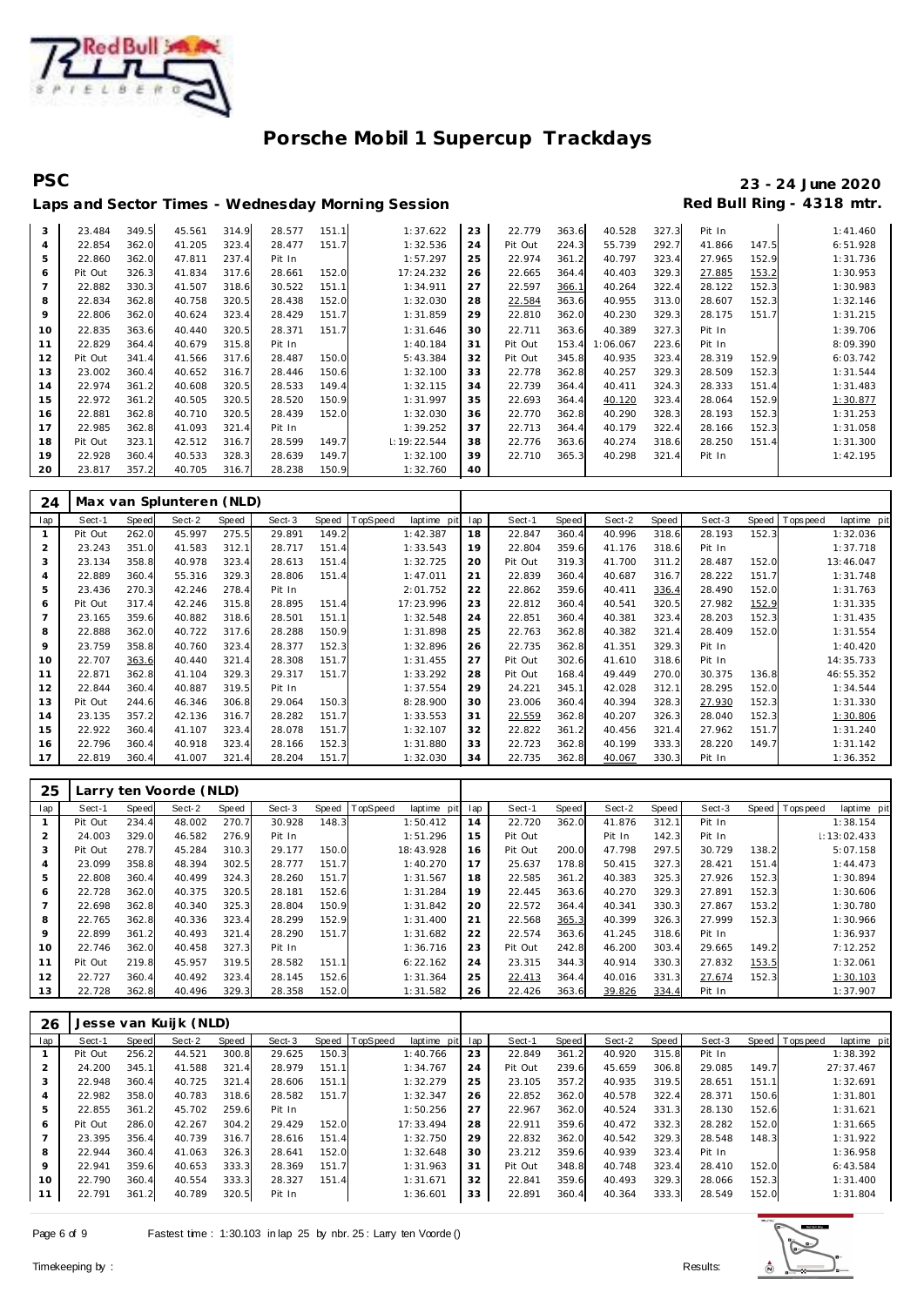# Porsche Mobil 1 Supercup Trackdays

**PSC** — **23 - 24 June 2020**

**Laps and Sector Times - Wednesday Morning Session** — **Red Bull Ring - 4318 mtr.**

| lap | Sect-1 | Speed | Sect-2 | Speed | Sect-3 | Speed | TopSpeed | laptime pit | lap | Sect-1 | Speed | Sect-2 | Speed | Sect-3 | Speed | Topspeed | laptime pit |
|---|---|---|---|---|---|---|---|---|---|---|---|---|---|---|---|---|---|
| 3 | 23.484 | 349.5 | 45.561 | 314.9 | 28.577 | 151.1 | | 1:37.622 | 23 | 22.779 | 363.6 | 40.528 | 327.3 | Pit In | | | 1:41.460 |
| 4 | 22.854 | 362.0 | 41.205 | 323.4 | 28.477 | 151.7 | | 1:32.536 | 24 | Pit Out | 224.3 | 55.739 | 292.7 | 41.866 | 147.5 | | 6:51.928 |
| 5 | 22.860 | 362.0 | 47.811 | 237.4 | Pit In | | | 1:57.297 | 25 | 22.974 | 361.2 | 40.797 | 323.4 | 27.965 | 152.9 | | 1:31.736 |
| 6 | Pit Out | 326.3 | 41.834 | 317.6 | 28.661 | 152.0 | | 17:24.232 | 26 | 22.665 | 364.4 | 40.403 | 329.3 | 27.885 | 153.2 | | 1:30.953 |
| 7 | 22.882 | 330.3 | 41.507 | 318.6 | 30.522 | 151.1 | | 1:34.911 | 27 | 22.597 | 366.1 | 40.264 | 322.4 | 28.122 | 152.3 | | 1:30.983 |
| 8 | 22.834 | 362.8 | 40.758 | 320.5 | 28.438 | 152.0 | | 1:32.030 | 28 | 22.584 | 363.6 | 40.955 | 313.0 | 28.607 | 152.3 | | 1:32.146 |
| 9 | 22.806 | 362.0 | 40.624 | 323.4 | 28.429 | 151.7 | | 1:31.859 | 29 | 22.810 | 362.0 | 40.230 | 329.3 | 28.175 | 151.7 | | 1:31.215 |
| 10 | 22.835 | 363.6 | 40.440 | 320.5 | 28.371 | 151.7 | | 1:31.646 | 30 | 22.711 | 363.6 | 40.389 | 327.3 | Pit In | | | 1:39.706 |
| 11 | 22.829 | 364.4 | 40.679 | 315.8 | Pit In | | | 1:40.184 | 31 | Pit Out | 153.4 | 1:06.067 | 223.6 | Pit In | | | 8:09.390 |
| 12 | Pit Out | 341.4 | 41.566 | 317.6 | 28.487 | 150.0 | | 5:43.384 | 32 | Pit Out | 345.8 | 40.935 | 323.4 | 28.319 | 152.9 | | 6:03.742 |
| 13 | 23.002 | 360.4 | 40.652 | 316.7 | 28.446 | 150.6 | | 1:32.100 | 33 | 22.778 | 362.8 | 40.257 | 329.3 | 28.509 | 152.3 | | 1:31.544 |
| 14 | 22.974 | 361.2 | 40.608 | 320.5 | 28.533 | 149.4 | | 1:32.115 | 34 | 22.739 | 364.4 | 40.411 | 324.3 | 28.333 | 151.4 | | 1:31.483 |
| 15 | 22.972 | 361.2 | 40.505 | 320.5 | 28.520 | 150.9 | | 1:31.997 | 35 | 22.693 | 364.4 | 40.120 | 323.4 | 28.064 | 152.9 | | 1:30.877 |
| 16 | 22.881 | 362.8 | 40.710 | 320.5 | 28.439 | 152.0 | | 1:32.030 | 36 | 22.770 | 362.8 | 40.290 | 328.3 | 28.193 | 152.3 | | 1:31.253 |
| 17 | 22.985 | 362.8 | 41.093 | 321.4 | Pit In | | | 1:39.252 | 37 | 22.713 | 364.4 | 40.179 | 322.4 | 28.166 | 152.3 | | 1:31.058 |
| 18 | Pit Out | 323.1 | 42.512 | 316.7 | 28.599 | 149.7 | | 1:19:22.544 | 38 | 22.776 | 363.6 | 40.274 | 318.6 | 28.250 | 151.4 | | 1:31.300 |
| 19 | 22.928 | 360.4 | 40.533 | 328.3 | 28.639 | 149.7 | | 1:32.100 | 39 | 22.710 | 365.3 | 40.298 | 321.4 | Pit In | | | 1:42.195 |
| 20 | 23.817 | 357.2 | 40.705 | 316.7 | 28.238 | 150.9 | | 1:32.760 | 40 | | | | | | | | |

## 24 Max van Splunteren (NLD)

| lap | Sect-1 | Speed | Sect-2 | Speed | Sect-3 | Speed | TopSpeed | laptime pit | lap | Sect-1 | Speed | Sect-2 | Speed | Sect-3 | Speed | Topspeed | laptime pit |
|---|---|---|---|---|---|---|---|---|---|---|---|---|---|---|---|---|---|
| 1 | Pit Out | 262.0 | 45.997 | 275.5 | 29.891 | 149.2 | | 1:42.387 | 18 | 22.847 | 360.4 | 40.996 | 318.6 | 28.193 | 152.3 | | 1:32.036 |
| 2 | 23.243 | 351.0 | 41.583 | 312.1 | 28.717 | 151.4 | | 1:33.543 | 19 | 22.804 | 359.6 | 41.176 | 318.6 | Pit In | | | 1:37.718 |
| 3 | 23.134 | 358.8 | 40.978 | 323.4 | 28.613 | 151.4 | | 1:32.725 | 20 | Pit Out | 319.3 | 41.700 | 311.2 | 28.487 | 152.0 | | 13:46.047 |
| 4 | 22.889 | 360.4 | 55.316 | 329.3 | 28.806 | 151.4 | | 1:47.011 | 21 | 22.839 | 360.4 | 40.687 | 316.7 | 28.222 | 151.7 | | 1:31.748 |
| 5 | 23.436 | 270.3 | 42.246 | 278.4 | Pit In | | | 2:01.752 | 22 | 22.862 | 359.6 | 40.411 | 336.4 | 28.490 | 152.0 | | 1:31.763 |
| 6 | Pit Out | 317.4 | 42.246 | 315.8 | 28.895 | 151.4 | | 17:23.996 | 23 | 22.812 | 360.4 | 40.541 | 320.5 | 27.982 | 152.9 | | 1:31.335 |
| 7 | 23.165 | 359.6 | 40.882 | 318.6 | 28.501 | 151.1 | | 1:32.548 | 24 | 22.851 | 360.4 | 40.381 | 323.4 | 28.203 | 152.3 | | 1:31.435 |
| 8 | 22.888 | 362.0 | 40.722 | 317.6 | 28.288 | 150.9 | | 1:31.898 | 25 | 22.763 | 362.8 | 40.382 | 321.4 | 28.409 | 152.0 | | 1:31.554 |
| 9 | 23.759 | 358.8 | 40.760 | 323.4 | 28.377 | 152.3 | | 1:32.896 | 26 | 22.735 | 362.8 | 41.351 | 329.3 | Pit In | | | 1:40.420 |
| 10 | 22.707 | 363.6 | 40.440 | 321.4 | 28.308 | 151.7 | | 1:31.455 | 27 | Pit Out | 302.6 | 41.610 | 318.6 | Pit In | | | 14:35.733 |
| 11 | 22.871 | 362.8 | 41.104 | 329.3 | 29.317 | 151.7 | | 1:33.292 | 28 | Pit Out | 168.4 | 49.449 | 270.0 | 30.375 | 136.8 | | 46:55.352 |
| 12 | 22.844 | 360.4 | 40.887 | 319.5 | Pit In | | | 1:37.554 | 29 | 24.221 | 345.1 | 42.028 | 312.1 | 28.295 | 152.0 | | 1:34.544 |
| 13 | Pit Out | 244.6 | 46.346 | 306.8 | 29.064 | 150.3 | | 8:28.900 | 30 | 23.006 | 360.4 | 40.394 | 328.3 | 27.930 | 152.3 | | 1:31.330 |
| 14 | 23.135 | 357.2 | 42.136 | 316.7 | 28.282 | 151.7 | | 1:33.553 | 31 | 22.559 | 362.8 | 40.207 | 326.3 | 28.040 | 152.3 | | 1:30.806 |
| 15 | 22.922 | 360.4 | 41.107 | 323.4 | 28.078 | 151.7 | | 1:32.107 | 32 | 22.822 | 361.2 | 40.456 | 321.4 | 27.962 | 151.7 | | 1:31.240 |
| 16 | 22.796 | 360.4 | 40.918 | 323.4 | 28.166 | 152.3 | | 1:31.880 | 33 | 22.723 | 362.8 | 40.199 | 333.3 | 28.220 | 149.7 | | 1:31.142 |
| 17 | 22.819 | 360.4 | 41.007 | 321.4 | 28.204 | 151.7 | | 1:32.030 | 34 | 22.735 | 362.8 | 40.067 | 330.3 | Pit In | | | 1:36.352 |

## 25 Larry ten Voorde (NLD)

| lap | Sect-1 | Speed | Sect-2 | Speed | Sect-3 | Speed | TopSpeed | laptime pit | lap | Sect-1 | Speed | Sect-2 | Speed | Sect-3 | Speed | Topspeed | laptime pit |
|---|---|---|---|---|---|---|---|---|---|---|---|---|---|---|---|---|---|
| 1 | Pit Out | 234.4 | 48.002 | 270.7 | 30.928 | 148.3 | | 1:50.412 | 14 | 22.720 | 362.0 | 41.876 | 312.1 | Pit In | | | 1:38.154 |
| 2 | 24.003 | 329.0 | 46.582 | 276.9 | Pit In | | | 1:51.296 | 15 | Pit Out | | Pit In | 142.3 | Pit In | | | 1:13:02.433 |
| 3 | Pit Out | 278.7 | 45.284 | 310.3 | 29.177 | 150.0 | | 18:43.928 | 16 | Pit Out | 200.0 | 47.798 | 297.5 | 30.729 | 138.2 | | 5:07.158 |
| 4 | 23.099 | 358.8 | 48.394 | 302.5 | 28.777 | 151.7 | | 1:40.270 | 17 | 25.637 | 178.8 | 50.415 | 327.3 | 28.421 | 151.4 | | 1:44.473 |
| 5 | 22.808 | 360.4 | 40.499 | 324.3 | 28.260 | 151.7 | | 1:31.567 | 18 | 22.585 | 361.2 | 40.383 | 325.3 | 27.926 | 152.3 | | 1:30.894 |
| 6 | 22.728 | 362.0 | 40.375 | 320.5 | 28.181 | 152.6 | | 1:31.284 | 19 | 22.445 | 363.6 | 40.270 | 329.3 | 27.891 | 152.3 | | 1:30.606 |
| 7 | 22.698 | 362.8 | 40.340 | 325.3 | 28.804 | 150.9 | | 1:31.842 | 20 | 22.572 | 364.4 | 40.341 | 330.3 | 27.867 | 153.2 | | 1:30.780 |
| 8 | 22.765 | 362.8 | 40.336 | 323.4 | 28.299 | 152.9 | | 1:31.400 | 21 | 22.568 | 365.3 | 40.399 | 326.3 | 27.999 | 152.3 | | 1:30.966 |
| 9 | 22.899 | 361.2 | 40.493 | 321.4 | 28.290 | 151.7 | | 1:31.682 | 22 | 22.574 | 363.6 | 41.245 | 318.6 | Pit In | | | 1:36.937 |
| 10 | 22.746 | 362.0 | 40.458 | 327.3 | Pit In | | | 1:36.716 | 23 | Pit Out | 242.8 | 46.200 | 303.4 | 29.665 | 149.2 | | 7:12.252 |
| 11 | Pit Out | 219.8 | 45.957 | 319.5 | 28.582 | 151.1 | | 6:22.162 | 24 | 23.315 | 344.3 | 40.914 | 330.3 | 27.832 | 153.5 | | 1:32.061 |
| 12 | 22.727 | 360.4 | 40.492 | 323.4 | 28.145 | 152.6 | | 1:31.364 | 25 | 22.413 | 364.4 | 40.016 | 331.3 | 27.674 | 152.3 | | 1:30.103 |
| 13 | 22.728 | 362.8 | 40.496 | 329.3 | 28.358 | 152.0 | | 1:31.582 | 26 | 22.426 | 363.6 | 39.826 | 334.4 | Pit In | | | 1:37.907 |

## 26 Jesse van Kuijk (NLD)

| lap | Sect-1 | Speed | Sect-2 | Speed | Sect-3 | Speed | TopSpeed | laptime pit | lap | Sect-1 | Speed | Sect-2 | Speed | Sect-3 | Speed | Topspeed | laptime pit |
|---|---|---|---|---|---|---|---|---|---|---|---|---|---|---|---|---|---|
| 1 | Pit Out | 256.2 | 44.521 | 300.8 | 29.625 | 150.3 | | 1:40.766 | 23 | 22.849 | 361.2 | 40.920 | 315.8 | Pit In | | | 1:38.392 |
| 2 | 24.200 | 345.1 | 41.588 | 321.4 | 28.979 | 151.1 | | 1:34.767 | 24 | Pit Out | 239.6 | 45.659 | 306.8 | 29.085 | 149.7 | | 27:37.467 |
| 3 | 22.948 | 360.4 | 40.725 | 321.4 | 28.606 | 151.1 | | 1:32.279 | 25 | 23.105 | 357.2 | 40.935 | 319.5 | 28.651 | 151.1 | | 1:32.691 |
| 4 | 22.982 | 358.0 | 40.783 | 318.6 | 28.582 | 151.7 | | 1:32.347 | 26 | 22.852 | 362.0 | 40.578 | 322.4 | 28.371 | 150.6 | | 1:31.801 |
| 5 | 22.855 | 361.2 | 45.702 | 259.6 | Pit In | | | 1:50.256 | 27 | 22.967 | 362.0 | 40.524 | 331.3 | 28.130 | 152.6 | | 1:31.621 |
| 6 | Pit Out | 286.0 | 42.267 | 304.2 | 29.429 | 152.0 | | 17:33.494 | 28 | 22.911 | 359.6 | 40.472 | 332.3 | 28.282 | 152.0 | | 1:31.665 |
| 7 | 23.395 | 356.4 | 40.739 | 316.7 | 28.616 | 151.4 | | 1:32.750 | 29 | 22.832 | 362.0 | 40.542 | 329.3 | 28.548 | 148.3 | | 1:31.922 |
| 8 | 22.944 | 360.4 | 41.063 | 326.3 | 28.641 | 152.0 | | 1:32.648 | 30 | 23.212 | 359.6 | 40.939 | 323.4 | Pit In | | | 1:36.958 |
| 9 | 22.941 | 359.6 | 40.653 | 333.3 | 28.369 | 151.7 | | 1:31.963 | 31 | Pit Out | 348.8 | 40.748 | 323.4 | 28.410 | 152.0 | | 6:43.584 |
| 10 | 22.790 | 360.4 | 40.554 | 333.3 | 28.327 | 151.4 | | 1:31.671 | 32 | 22.841 | 359.6 | 40.493 | 329.3 | 28.066 | 152.3 | | 1:31.400 |
| 11 | 22.791 | 361.2 | 40.789 | 320.5 | Pit In | | | 1:36.601 | 33 | 22.891 | 360.4 | 40.364 | 333.3 | 28.549 | 152.0 | | 1:31.804 |

Fastest time : 1:30.103 in lap 25 by nbr. 25 : Larry ten Voorde ()

Timekeeping by : Results: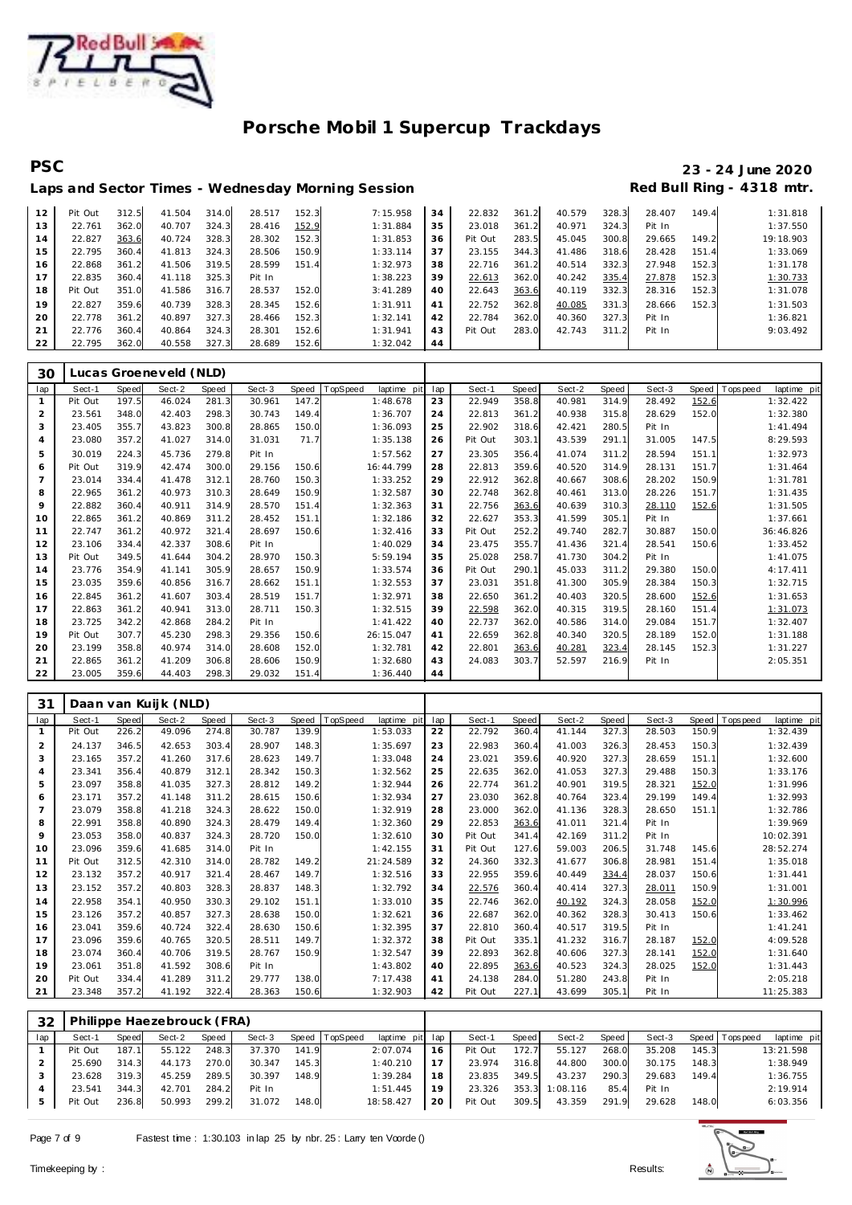# Porsche Mobil 1 Supercup Trackdays

**PSC** — **23 - 24 June 2020**

**Laps and Sector Times - Wednesday Morning Session** — **Red Bull Ring - 4318 mtr.**

| lap | Sect-1 | Speed | Sect-2 | Speed | Sect-3 | Speed | TopSpeed | laptime pit | lap | Sect-1 | Speed | Sect-2 | Speed | Sect-3 | Speed | Topspeed | laptime pit |
|---|---|---|---|---|---|---|---|---|---|---|---|---|---|---|---|---|---|
| 12 | Pit Out | 312.5 | 41.504 | 314.0 | 28.517 | 152.3 | | 7:15.958 | 34 | 22.832 | 361.2 | 40.579 | 328.3 | 28.407 | 149.4 | | 1:31.818 |
| 13 | 22.761 | 362.0 | 40.707 | 324.3 | 28.416 | 152.9 | | 1:31.884 | 35 | 23.018 | 361.2 | 40.971 | 324.3 | Pit In | | | 1:37.550 |
| 14 | 22.827 | 363.6 | 40.724 | 328.3 | 28.302 | 152.3 | | 1:31.853 | 36 | Pit Out | 283.5 | 45.045 | 300.8 | 29.665 | 149.2 | | 19:18.903 |
| 15 | 22.795 | 360.4 | 41.813 | 324.3 | 28.506 | 150.9 | | 1:33.114 | 37 | 23.155 | 344.3 | 41.486 | 318.6 | 28.428 | 151.4 | | 1:33.069 |
| 16 | 22.868 | 361.2 | 41.506 | 319.5 | 28.599 | 151.4 | | 1:32.973 | 38 | 22.716 | 361.2 | 40.514 | 332.3 | 27.948 | 152.3 | | 1:31.178 |
| 17 | 22.835 | 360.4 | 41.118 | 325.3 | Pit In | | | 1:38.223 | 39 | 22.613 | 362.0 | 40.242 | 335.4 | 27.878 | 152.3 | | 1:30.733 |
| 18 | Pit Out | 351.0 | 41.586 | 316.7 | 28.537 | 152.0 | | 3:41.289 | 40 | 22.643 | 363.6 | 40.119 | 332.3 | 28.316 | 152.3 | | 1:31.078 |
| 19 | 22.827 | 359.6 | 40.739 | 328.3 | 28.345 | 152.6 | | 1:31.911 | 41 | 22.752 | 362.8 | 40.085 | 331.3 | 28.666 | 152.3 | | 1:31.503 |
| 20 | 22.778 | 361.2 | 40.897 | 327.3 | 28.466 | 152.3 | | 1:32.141 | 42 | 22.784 | 362.0 | 40.360 | 327.3 | Pit In | | | 1:36.821 |
| 21 | 22.776 | 360.4 | 40.864 | 324.3 | 28.301 | 152.6 | | 1:31.941 | 43 | Pit Out | 283.0 | 42.743 | 311.2 | Pit In | | | 9:03.492 |
| 22 | 22.795 | 362.0 | 40.558 | 327.3 | 28.689 | 152.6 | | 1:32.042 | 44 | | | | | | | | |

## 30 Lucas Groeneveld (NLD)

| lap | Sect-1 | Speed | Sect-2 | Speed | Sect-3 | Speed | TopSpeed | laptime pit | lap | Sect-1 | Speed | Sect-2 | Speed | Sect-3 | Speed | Topspeed | laptime pit |
|---|---|---|---|---|---|---|---|---|---|---|---|---|---|---|---|---|---|
| 1 | Pit Out | 197.5 | 46.024 | 281.3 | 30.961 | 147.2 | | 1:48.678 | 23 | 22.949 | 358.8 | 40.981 | 314.9 | 28.492 | 152.6 | | 1:32.422 |
| 2 | 23.561 | 348.0 | 42.403 | 298.3 | 30.743 | 149.4 | | 1:36.707 | 24 | 22.813 | 361.2 | 40.938 | 315.8 | 28.629 | 152.0 | | 1:32.380 |
| 3 | 23.405 | 355.7 | 43.823 | 300.8 | 28.865 | 150.0 | | 1:36.093 | 25 | 22.902 | 318.6 | 42.421 | 280.5 | Pit In | | | 1:41.494 |
| 4 | 23.080 | 357.2 | 41.027 | 314.0 | 31.031 | 71.7 | | 1:35.138 | 26 | Pit Out | 303.1 | 43.539 | 291.1 | 31.005 | 147.5 | | 8:29.593 |
| 5 | 30.019 | 224.3 | 45.736 | 279.8 | Pit In | | | 1:57.562 | 27 | 23.305 | 356.4 | 41.074 | 311.2 | 28.594 | 151.1 | | 1:32.973 |
| 6 | Pit Out | 319.9 | 42.474 | 300.0 | 29.156 | 150.6 | | 16:44.799 | 28 | 22.813 | 359.6 | 40.520 | 314.9 | 28.131 | 151.7 | | 1:31.464 |
| 7 | 23.014 | 334.4 | 41.478 | 312.1 | 28.760 | 150.3 | | 1:33.252 | 29 | 22.912 | 362.8 | 40.667 | 308.6 | 28.202 | 150.9 | | 1:31.781 |
| 8 | 22.965 | 361.2 | 40.973 | 310.3 | 28.649 | 150.9 | | 1:32.587 | 30 | 22.748 | 362.8 | 40.461 | 313.0 | 28.226 | 151.7 | | 1:31.435 |
| 9 | 22.882 | 360.4 | 40.911 | 314.9 | 28.570 | 151.4 | | 1:32.363 | 31 | 22.756 | 363.6 | 40.639 | 310.3 | 28.110 | 152.6 | | 1:31.505 |
| 10 | 22.865 | 361.2 | 40.869 | 311.2 | 28.452 | 151.1 | | 1:32.186 | 32 | 22.627 | 353.3 | 41.599 | 305.1 | Pit In | | | 1:37.661 |
| 11 | 22.747 | 361.2 | 40.972 | 321.4 | 28.697 | 150.6 | | 1:32.416 | 33 | Pit Out | 252.2 | 49.740 | 282.7 | 30.887 | 150.0 | | 36:46.826 |
| 12 | 23.106 | 334.4 | 42.337 | 308.6 | Pit In | | | 1:40.029 | 34 | 23.475 | 355.7 | 41.436 | 321.4 | 28.541 | 150.6 | | 1:33.452 |
| 13 | Pit Out | 349.5 | 41.644 | 304.2 | 28.970 | 150.3 | | 5:59.194 | 35 | 25.028 | 258.7 | 41.730 | 304.2 | Pit In | | | 1:41.075 |
| 14 | 23.776 | 354.9 | 41.141 | 305.9 | 28.657 | 150.9 | | 1:33.574 | 36 | Pit Out | 290.1 | 45.033 | 311.2 | 29.380 | 150.0 | | 4:17.411 |
| 15 | 23.035 | 359.6 | 40.856 | 316.7 | 28.662 | 151.1 | | 1:32.553 | 37 | 23.031 | 351.8 | 41.300 | 305.9 | 28.384 | 150.3 | | 1:32.715 |
| 16 | 22.845 | 361.2 | 41.607 | 303.4 | 28.519 | 151.7 | | 1:32.971 | 38 | 22.650 | 361.2 | 40.403 | 320.5 | 28.600 | 152.6 | | 1:31.653 |
| 17 | 22.863 | 361.2 | 40.941 | 313.0 | 28.711 | 150.3 | | 1:32.515 | 39 | 22.598 | 362.0 | 40.315 | 319.5 | 28.160 | 151.4 | | 1:31.073 |
| 18 | 23.725 | 342.2 | 42.868 | 284.2 | Pit In | | | 1:41.422 | 40 | 22.737 | 362.0 | 40.586 | 314.0 | 29.084 | 151.7 | | 1:32.407 |
| 19 | Pit Out | 307.7 | 45.230 | 298.3 | 29.356 | 150.6 | | 26:15.047 | 41 | 22.659 | 362.8 | 40.340 | 320.5 | 28.189 | 152.0 | | 1:31.188 |
| 20 | 23.199 | 358.8 | 40.974 | 314.0 | 28.608 | 152.0 | | 1:32.781 | 42 | 22.801 | 363.6 | 40.281 | 323.4 | 28.145 | 152.3 | | 1:31.227 |
| 21 | 22.865 | 361.2 | 41.209 | 306.8 | 28.606 | 150.9 | | 1:32.680 | 43 | 24.083 | 303.7 | 52.597 | 216.9 | Pit In | | | 2:05.351 |
| 22 | 23.005 | 359.6 | 44.403 | 298.3 | 29.032 | 151.4 | | 1:36.440 | 44 | | | | | | | | |

## 31 Daan van Kuijk (NLD)

| lap | Sect-1 | Speed | Sect-2 | Speed | Sect-3 | Speed | TopSpeed | laptime pit | lap | Sect-1 | Speed | Sect-2 | Speed | Sect-3 | Speed | Topspeed | laptime pit |
|---|---|---|---|---|---|---|---|---|---|---|---|---|---|---|---|---|---|
| 1 | Pit Out | 226.2 | 49.096 | 274.8 | 30.787 | 139.9 | | 1:53.033 | 22 | 22.792 | 360.4 | 41.144 | 327.3 | 28.503 | 150.9 | | 1:32.439 |
| 2 | 24.137 | 346.5 | 42.653 | 303.4 | 28.907 | 148.3 | | 1:35.697 | 23 | 22.983 | 360.4 | 41.003 | 326.3 | 28.453 | 150.3 | | 1:32.439 |
| 3 | 23.165 | 357.2 | 41.260 | 317.6 | 28.623 | 149.7 | | 1:33.048 | 24 | 23.021 | 359.6 | 40.920 | 327.3 | 28.659 | 151.1 | | 1:32.600 |
| 4 | 23.341 | 356.4 | 40.879 | 312.1 | 28.342 | 150.3 | | 1:32.562 | 25 | 22.635 | 362.0 | 41.053 | 327.3 | 29.488 | 150.3 | | 1:33.176 |
| 5 | 23.097 | 358.8 | 41.035 | 327.3 | 28.812 | 149.2 | | 1:32.944 | 26 | 22.774 | 361.2 | 40.901 | 319.5 | 28.321 | 152.0 | | 1:31.996 |
| 6 | 23.171 | 357.2 | 41.148 | 311.2 | 28.615 | 150.6 | | 1:32.934 | 27 | 23.030 | 362.8 | 40.764 | 323.4 | 29.199 | 149.4 | | 1:32.993 |
| 7 | 23.079 | 358.8 | 41.218 | 324.3 | 28.622 | 150.0 | | 1:32.919 | 28 | 23.000 | 362.0 | 41.136 | 328.3 | 28.650 | 151.1 | | 1:32.786 |
| 8 | 22.991 | 358.8 | 40.890 | 324.3 | 28.479 | 149.4 | | 1:32.360 | 29 | 22.853 | 363.6 | 41.011 | 321.4 | Pit In | | | 1:39.969 |
| 9 | 23.053 | 358.0 | 40.837 | 324.3 | 28.720 | 150.0 | | 1:32.610 | 30 | Pit Out | 341.4 | 42.169 | 311.2 | Pit In | | | 10:02.391 |
| 10 | 23.096 | 359.6 | 41.685 | 314.0 | Pit In | | | 1:42.155 | 31 | Pit Out | 127.6 | 59.003 | 206.5 | 31.748 | 145.6 | | 28:52.274 |
| 11 | Pit Out | 312.5 | 42.310 | 314.0 | 28.782 | 149.2 | | 21:24.589 | 32 | 24.360 | 332.3 | 41.677 | 306.8 | 28.981 | 151.4 | | 1:35.018 |
| 12 | 23.132 | 357.2 | 40.917 | 321.4 | 28.467 | 149.7 | | 1:32.516 | 33 | 22.955 | 359.6 | 40.449 | 334.4 | 28.037 | 150.6 | | 1:31.441 |
| 13 | 23.152 | 357.2 | 40.803 | 328.3 | 28.837 | 148.3 | | 1:32.792 | 34 | 22.576 | 360.4 | 40.414 | 327.3 | 28.011 | 150.9 | | 1:31.001 |
| 14 | 22.958 | 354.1 | 40.950 | 330.3 | 29.102 | 151.1 | | 1:33.010 | 35 | 22.746 | 362.0 | 40.192 | 324.3 | 28.058 | 152.0 | | 1:30.996 |
| 15 | 23.126 | 357.2 | 40.857 | 327.3 | 28.638 | 150.0 | | 1:32.621 | 36 | 22.687 | 362.0 | 40.362 | 328.3 | 30.413 | 150.6 | | 1:33.462 |
| 16 | 23.041 | 359.6 | 40.724 | 322.4 | 28.630 | 150.6 | | 1:32.395 | 37 | 22.810 | 360.4 | 40.517 | 319.5 | Pit In | | | 1:41.241 |
| 17 | 23.096 | 359.6 | 40.765 | 320.5 | 28.511 | 149.7 | | 1:32.372 | 38 | Pit Out | 335.1 | 41.232 | 316.7 | 28.187 | 152.0 | | 4:09.528 |
| 18 | 23.074 | 360.4 | 40.706 | 319.5 | 28.767 | 150.9 | | 1:32.547 | 39 | 22.893 | 362.8 | 40.606 | 327.3 | 28.141 | 152.0 | | 1:31.640 |
| 19 | 23.061 | 351.8 | 41.592 | 308.6 | Pit In | | | 1:43.802 | 40 | 22.895 | 363.6 | 40.523 | 324.3 | 28.025 | 152.0 | | 1:31.443 |
| 20 | Pit Out | 334.4 | 41.289 | 311.2 | 29.777 | 138.0 | | 7:17.438 | 41 | 24.138 | 284.0 | 51.280 | 243.8 | Pit In | | | 2:05.218 |
| 21 | 23.348 | 357.2 | 41.192 | 322.4 | 28.363 | 150.6 | | 1:32.903 | 42 | Pit Out | 227.1 | 43.699 | 305.1 | Pit In | | | 11:25.383 |

## 32 Philippe Haezebrouck (FRA)

| lap | Sect-1 | Speed | Sect-2 | Speed | Sect-3 | Speed | TopSpeed | laptime pit | lap | Sect-1 | Speed | Sect-2 | Speed | Sect-3 | Speed | Topspeed | laptime pit |
|---|---|---|---|---|---|---|---|---|---|---|---|---|---|---|---|---|---|
| 1 | Pit Out | 187.1 | 55.122 | 248.3 | 37.370 | 141.9 | | 2:07.074 | 16 | Pit Out | 172.7 | 55.127 | 268.0 | 35.208 | 145.3 | | 13:21.598 |
| 2 | 25.690 | 314.3 | 44.173 | 270.0 | 30.347 | 145.3 | | 1:40.210 | 17 | 23.974 | 316.8 | 44.800 | 300.0 | 30.175 | 148.3 | | 1:38.949 |
| 3 | 23.628 | 319.3 | 45.259 | 289.5 | 30.397 | 148.9 | | 1:39.284 | 18 | 23.835 | 349.5 | 43.237 | 290.3 | 29.683 | 149.4 | | 1:36.755 |
| 4 | 23.541 | 344.3 | 42.701 | 284.2 | Pit In | | | 1:51.445 | 19 | 23.326 | 353.3 | 1:08.116 | 85.4 | Pit In | | | 2:19.914 |
| 5 | Pit Out | 236.8 | 50.993 | 299.2 | 31.072 | 148.0 | | 18:58.427 | 20 | Pit Out | 309.5 | 43.359 | 291.9 | 29.628 | 148.0 | | 6:03.356 |

Fastest time : 1:30.103 in lap 25 by nbr. 25 : Larry ten Voorde ()

Timekeeping by : Results: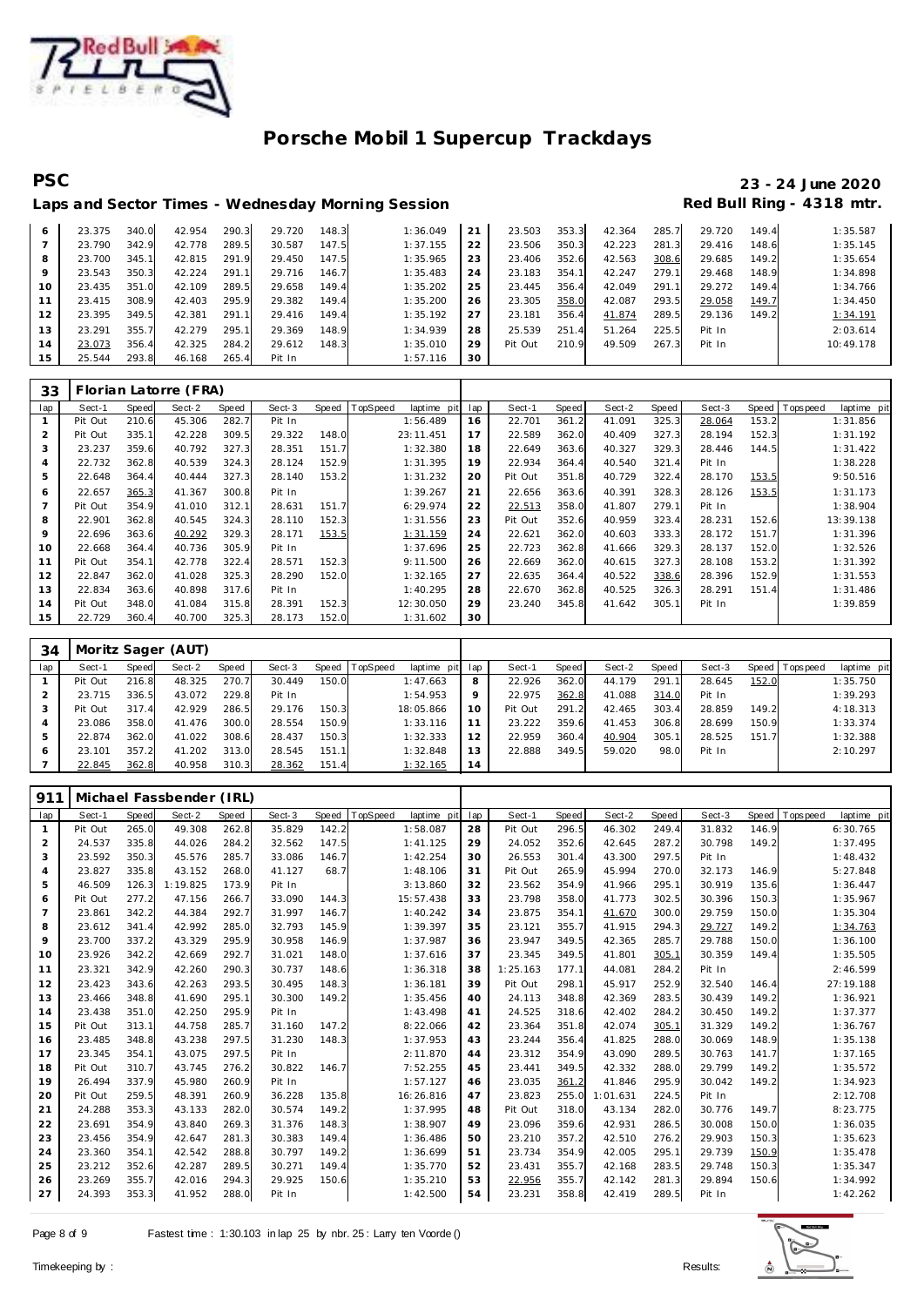# Porsche Mobil 1 Supercup Trackdays

**PSC** — **23 - 24 June 2020**

**Laps and Sector Times - Wednesday Morning Session** — **Red Bull Ring - 4318 mtr.**

| lap | Sect-1 | Speed | Sect-2 | Speed | Sect-3 | Speed | TopSpeed | laptime pit | lap | Sect-1 | Speed | Sect-2 | Speed | Sect-3 | Speed | Topspeed | laptime pit |
|---|---|---|---|---|---|---|---|---|---|---|---|---|---|---|---|---|---|
| 6 | 23.375 | 340.0 | 42.954 | 290.3 | 29.720 | 148.3 | | 1:36.049 | 21 | 23.503 | 353.3 | 42.364 | 285.7 | 29.720 | 149.4 | | 1:35.587 |
| 7 | 23.790 | 342.9 | 42.778 | 289.5 | 30.587 | 147.5 | | 1:37.155 | 22 | 23.506 | 350.3 | 42.223 | 281.3 | 29.416 | 148.6 | | 1:35.145 |
| 8 | 23.700 | 345.1 | 42.815 | 291.9 | 29.450 | 147.5 | | 1:35.965 | 23 | 23.406 | 352.6 | 42.563 | 308.6 | 29.685 | 149.2 | | 1:35.654 |
| 9 | 23.543 | 350.3 | 42.224 | 291.1 | 29.716 | 146.7 | | 1:35.483 | 24 | 23.183 | 354.1 | 42.247 | 279.1 | 29.468 | 148.9 | | 1:34.898 |
| 10 | 23.435 | 351.0 | 42.109 | 289.5 | 29.658 | 149.4 | | 1:35.202 | 25 | 23.445 | 356.4 | 42.049 | 291.1 | 29.272 | 149.4 | | 1:34.766 |
| 11 | 23.415 | 308.9 | 42.403 | 295.9 | 29.382 | 149.4 | | 1:35.200 | 26 | 23.305 | 358.0 | 42.087 | 293.5 | 29.058 | 149.7 | | 1:34.450 |
| 12 | 23.395 | 349.5 | 42.381 | 291.1 | 29.416 | 149.4 | | 1:35.192 | 27 | 23.181 | 356.4 | 41.874 | 289.5 | 29.136 | 149.2 | | 1:34.191 |
| 13 | 23.291 | 355.7 | 42.279 | 295.1 | 29.369 | 148.9 | | 1:34.939 | 28 | 25.539 | 251.4 | 51.264 | 225.5 | Pit In | | | 2:03.614 |
| 14 | 23.073 | 356.4 | 42.325 | 284.2 | 29.612 | 148.3 | | 1:35.010 | 29 | Pit Out | 210.9 | 49.509 | 267.3 | Pit In | | | 10:49.178 |
| 15 | 25.544 | 293.8 | 46.168 | 265.4 | Pit In | | | 1:57.116 | 30 | | | | | | | | |

**33 — Florian Latorre (FRA)**

| lap | Sect-1 | Speed | Sect-2 | Speed | Sect-3 | Speed | TopSpeed | laptime pit | lap | Sect-1 | Speed | Sect-2 | Speed | Sect-3 | Speed | Topspeed | laptime pit |
|---|---|---|---|---|---|---|---|---|---|---|---|---|---|---|---|---|---|
| 1 | Pit Out | 210.6 | 45.306 | 282.7 | Pit In | | | 1:56.489 | 16 | 22.701 | 361.2 | 41.091 | 325.3 | 28.064 | 153.2 | | 1:31.856 |
| 2 | Pit Out | 335.1 | 42.228 | 309.5 | 29.322 | 148.0 | | 23:11.451 | 17 | 22.589 | 362.0 | 40.409 | 327.3 | 28.194 | 152.3 | | 1:31.192 |
| 3 | 23.237 | 359.6 | 40.792 | 327.3 | 28.351 | 151.7 | | 1:32.380 | 18 | 22.649 | 363.6 | 40.327 | 329.3 | 28.446 | 144.5 | | 1:31.422 |
| 4 | 22.732 | 362.8 | 40.539 | 324.3 | 28.124 | 152.9 | | 1:31.395 | 19 | 22.934 | 364.4 | 40.540 | 321.4 | Pit In | | | 1:38.228 |
| 5 | 22.648 | 364.4 | 40.444 | 327.3 | 28.140 | 153.2 | | 1:31.232 | 20 | Pit Out | 351.8 | 40.729 | 322.4 | 28.170 | 153.5 | | 9:50.516 |
| 6 | 22.657 | 365.3 | 41.367 | 300.8 | Pit In | | | 1:39.267 | 21 | 22.656 | 363.6 | 40.391 | 328.3 | 28.126 | 153.5 | | 1:31.173 |
| 7 | Pit Out | 354.9 | 41.010 | 312.1 | 28.631 | 151.7 | | 6:29.974 | 22 | 22.513 | 358.0 | 41.807 | 279.1 | Pit In | | | 1:38.904 |
| 8 | 22.901 | 362.8 | 40.545 | 324.3 | 28.110 | 152.3 | | 1:31.556 | 23 | Pit Out | 352.6 | 40.959 | 323.4 | 28.231 | 152.6 | | 13:39.138 |
| 9 | 22.696 | 363.6 | 40.292 | 329.3 | 28.171 | 153.5 | | 1:31.159 | 24 | 22.621 | 362.0 | 40.603 | 333.3 | 28.172 | 151.7 | | 1:31.396 |
| 10 | 22.668 | 364.4 | 40.736 | 305.9 | Pit In | | | 1:37.696 | 25 | 22.723 | 362.8 | 41.666 | 329.3 | 28.137 | 152.0 | | 1:32.526 |
| 11 | Pit Out | 354.1 | 42.778 | 322.4 | 28.571 | 152.3 | | 9:11.500 | 26 | 22.669 | 362.0 | 40.615 | 327.3 | 28.108 | 153.2 | | 1:31.392 |
| 12 | 22.847 | 362.0 | 41.028 | 325.3 | 28.290 | 152.0 | | 1:32.165 | 27 | 22.635 | 364.4 | 40.522 | 338.6 | 28.396 | 152.9 | | 1:31.553 |
| 13 | 22.834 | 363.6 | 40.898 | 317.6 | Pit In | | | 1:40.295 | 28 | 22.670 | 362.8 | 40.525 | 326.3 | 28.291 | 151.4 | | 1:31.486 |
| 14 | Pit Out | 348.0 | 41.084 | 315.8 | 28.391 | 152.3 | | 12:30.050 | 29 | 23.240 | 345.8 | 41.642 | 305.1 | Pit In | | | 1:39.859 |
| 15 | 22.729 | 360.4 | 40.700 | 325.3 | 28.173 | 152.0 | | 1:31.602 | 30 | | | | | | | | |

**34 — Moritz Sager (AUT)**

| lap | Sect-1 | Speed | Sect-2 | Speed | Sect-3 | Speed | TopSpeed | laptime pit | lap | Sect-1 | Speed | Sect-2 | Speed | Sect-3 | Speed | Topspeed | laptime pit |
|---|---|---|---|---|---|---|---|---|---|---|---|---|---|---|---|---|---|
| 1 | Pit Out | 216.8 | 48.325 | 270.7 | 30.449 | 150.0 | | 1:47.663 | 8 | 22.926 | 362.0 | 44.179 | 291.1 | 28.645 | 152.0 | | 1:35.750 |
| 2 | 23.715 | 336.5 | 43.072 | 229.8 | Pit In | | | 1:54.953 | 9 | 22.975 | 362.8 | 41.088 | 314.0 | Pit In | | | 1:39.293 |
| 3 | Pit Out | 317.4 | 42.929 | 286.5 | 29.176 | 150.3 | | 18:05.866 | 10 | Pit Out | 291.2 | 42.465 | 303.4 | 28.859 | 149.2 | | 4:18.313 |
| 4 | 23.086 | 358.0 | 41.476 | 300.0 | 28.554 | 150.9 | | 1:33.116 | 11 | 23.222 | 359.6 | 41.453 | 306.8 | 28.699 | 150.9 | | 1:33.374 |
| 5 | 22.874 | 362.0 | 41.022 | 308.6 | 28.437 | 150.3 | | 1:32.333 | 12 | 22.959 | 360.4 | 40.904 | 305.1 | 28.525 | 151.7 | | 1:32.388 |
| 6 | 23.101 | 357.2 | 41.202 | 313.0 | 28.545 | 151.1 | | 1:32.848 | 13 | 22.888 | 349.5 | 59.020 | 98.0 | Pit In | | | 2:10.297 |
| 7 | 22.845 | 362.8 | 40.958 | 310.3 | 28.362 | 151.4 | | 1:32.165 | 14 | | | | | | | | |

**911 — Michael Fassbender (IRL)**

| lap | Sect-1 | Speed | Sect-2 | Speed | Sect-3 | Speed | TopSpeed | laptime pit | lap | Sect-1 | Speed | Sect-2 | Speed | Sect-3 | Speed | Topspeed | laptime pit |
|---|---|---|---|---|---|---|---|---|---|---|---|---|---|---|---|---|---|
| 1 | Pit Out | 265.0 | 49.308 | 262.8 | 35.829 | 142.2 | | 1:58.087 | 28 | Pit Out | 296.5 | 46.302 | 249.4 | 31.832 | 146.9 | | 6:30.765 |
| 2 | 24.537 | 335.8 | 44.026 | 284.2 | 32.562 | 147.5 | | 1:41.125 | 29 | 24.052 | 352.6 | 42.645 | 287.2 | 30.798 | 149.2 | | 1:37.495 |
| 3 | 23.592 | 350.3 | 45.576 | 285.7 | 33.086 | 146.7 | | 1:42.254 | 30 | 26.553 | 301.4 | 43.300 | 297.5 | Pit In | | | 1:48.432 |
| 4 | 23.827 | 335.8 | 43.152 | 268.0 | 41.127 | 68.7 | | 1:48.106 | 31 | Pit Out | 265.9 | 45.994 | 270.0 | 32.173 | 146.9 | | 5:27.848 |
| 5 | 46.509 | 126.3 | 1:19.825 | 173.9 | Pit In | | | 3:13.860 | 32 | 23.562 | 354.9 | 41.966 | 295.1 | 30.919 | 135.6 | | 1:36.447 |
| 6 | Pit Out | 277.2 | 47.156 | 266.7 | 33.090 | 144.3 | | 15:57.438 | 33 | 23.798 | 358.0 | 41.773 | 302.5 | 30.396 | 150.3 | | 1:35.967 |
| 7 | 23.861 | 342.2 | 44.384 | 292.7 | 31.997 | 146.7 | | 1:40.242 | 34 | 23.875 | 354.1 | 41.670 | 300.0 | 29.759 | 150.0 | | 1:35.304 |
| 8 | 23.612 | 341.4 | 42.992 | 285.0 | 32.793 | 145.9 | | 1:39.397 | 35 | 23.121 | 355.7 | 41.915 | 294.3 | 29.727 | 149.2 | | 1:34.763 |
| 9 | 23.700 | 337.2 | 43.329 | 295.9 | 30.958 | 146.9 | | 1:37.987 | 36 | 23.947 | 349.5 | 42.365 | 285.7 | 29.788 | 150.0 | | 1:36.100 |
| 10 | 23.926 | 342.2 | 42.669 | 292.7 | 31.021 | 148.0 | | 1:37.616 | 37 | 23.345 | 349.5 | 41.801 | 305.1 | 30.359 | 149.4 | | 1:35.505 |
| 11 | 23.321 | 342.9 | 42.260 | 290.3 | 30.737 | 148.6 | | 1:36.318 | 38 | 1:25.163 | 177.1 | 44.081 | 284.2 | Pit In | | | 2:46.599 |
| 12 | 23.423 | 343.6 | 42.263 | 293.5 | 30.495 | 148.3 | | 1:36.181 | 39 | Pit Out | 298.1 | 45.917 | 252.9 | 32.540 | 146.4 | | 27:19.188 |
| 13 | 23.466 | 348.8 | 41.690 | 295.1 | 30.300 | 149.2 | | 1:35.456 | 40 | 24.113 | 348.8 | 42.369 | 283.5 | 30.439 | 149.2 | | 1:36.921 |
| 14 | 23.438 | 351.0 | 42.250 | 295.9 | Pit In | | | 1:43.498 | 41 | 24.525 | 318.6 | 42.402 | 284.2 | 30.450 | 149.2 | | 1:37.377 |
| 15 | Pit Out | 313.1 | 44.758 | 285.7 | 31.160 | 147.2 | | 8:22.066 | 42 | 23.364 | 351.8 | 42.074 | 305.1 | 31.329 | 149.2 | | 1:36.767 |
| 16 | 23.485 | 348.8 | 43.238 | 297.5 | 31.230 | 148.3 | | 1:37.953 | 43 | 23.244 | 356.4 | 41.825 | 288.0 | 30.069 | 148.9 | | 1:35.138 |
| 17 | 23.345 | 354.1 | 43.075 | 297.5 | Pit In | | | 2:11.870 | 44 | 23.312 | 354.9 | 43.090 | 289.5 | 30.763 | 141.7 | | 1:37.165 |
| 18 | Pit Out | 310.7 | 43.745 | 276.2 | 30.822 | 146.7 | | 7:52.255 | 45 | 23.441 | 349.5 | 42.332 | 288.0 | 29.799 | 149.2 | | 1:35.572 |
| 19 | 26.494 | 337.9 | 45.980 | 260.9 | Pit In | | | 1:57.127 | 46 | 23.035 | 361.2 | 41.846 | 295.9 | 30.042 | 149.2 | | 1:34.923 |
| 20 | Pit Out | 259.5 | 48.391 | 260.9 | 36.228 | 135.8 | | 16:26.816 | 47 | 23.823 | 255.0 | 1:01.631 | 224.5 | Pit In | | | 2:12.708 |
| 21 | 24.288 | 353.3 | 43.133 | 282.0 | 30.574 | 149.2 | | 1:37.995 | 48 | Pit Out | 318.0 | 43.134 | 282.0 | 30.776 | 149.7 | | 8:23.775 |
| 22 | 23.691 | 354.9 | 43.840 | 269.3 | 31.376 | 148.3 | | 1:38.907 | 49 | 23.096 | 359.6 | 42.931 | 286.5 | 30.008 | 150.0 | | 1:36.035 |
| 23 | 23.456 | 354.9 | 42.647 | 281.3 | 30.383 | 149.4 | | 1:36.486 | 50 | 23.210 | 357.2 | 42.510 | 276.2 | 29.903 | 150.3 | | 1:35.623 |
| 24 | 23.360 | 354.1 | 42.542 | 288.8 | 30.797 | 149.2 | | 1:36.699 | 51 | 23.734 | 354.9 | 42.005 | 295.1 | 29.739 | 150.9 | | 1:35.478 |
| 25 | 23.212 | 352.6 | 42.287 | 289.5 | 30.271 | 149.4 | | 1:35.770 | 52 | 23.431 | 355.7 | 42.168 | 283.5 | 29.748 | 150.3 | | 1:35.347 |
| 26 | 23.269 | 355.7 | 42.016 | 294.3 | 29.925 | 150.6 | | 1:35.210 | 53 | 22.956 | 355.7 | 42.142 | 281.3 | 29.894 | 150.6 | | 1:34.992 |
| 27 | 24.393 | 353.3 | 41.952 | 288.0 | Pit In | | | 1:42.500 | 54 | 23.231 | 358.8 | 42.419 | 289.5 | Pit In | | | 1:42.262 |

Fastest time : 1:30.103 in lap 25 by nbr. 25 : Larry ten Voorde ()

Timekeeping by : — Results: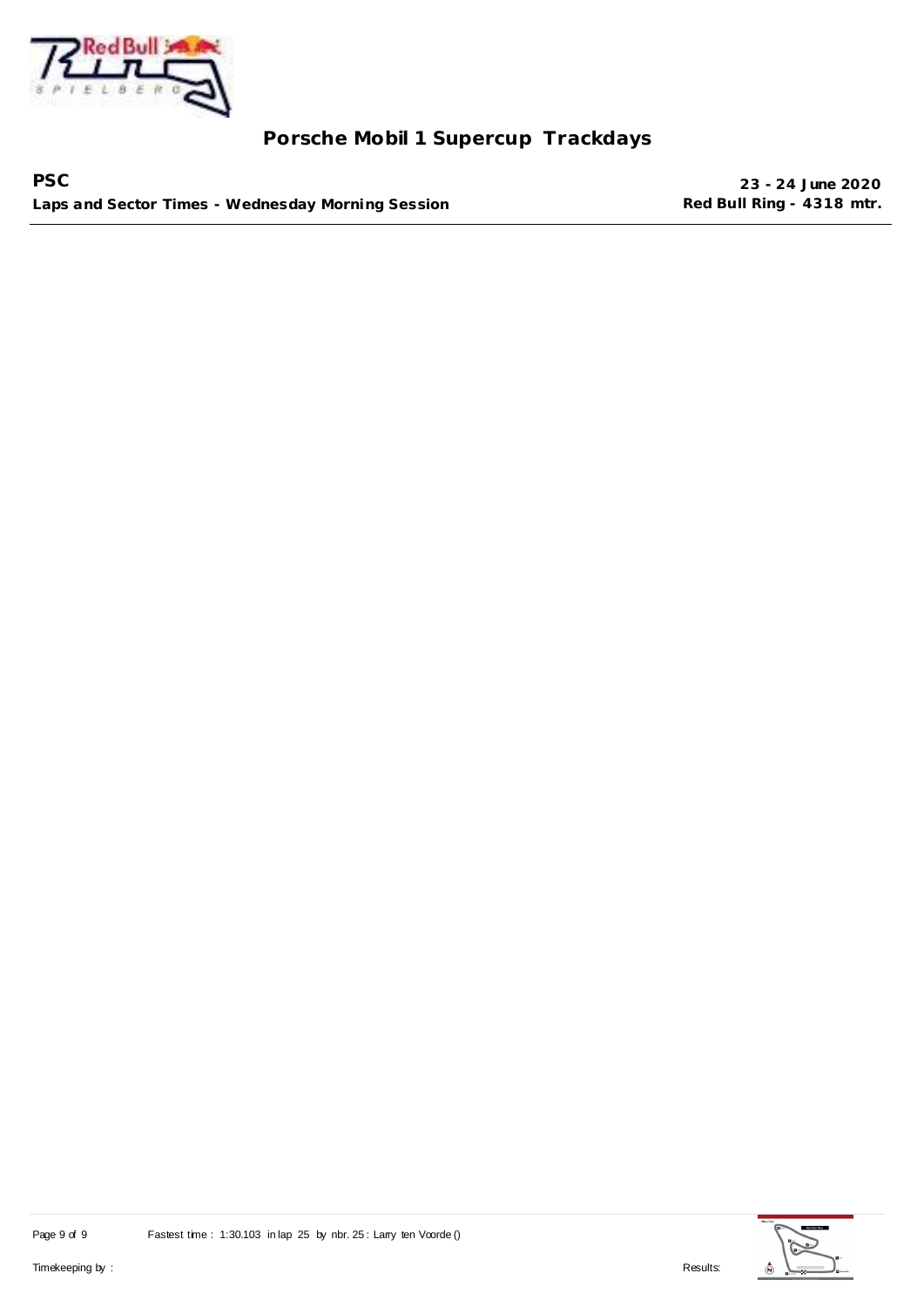# Porsche Mobil 1 Supercup Trackdays

**PSC**

**Laps and Sector Times - Wednesday Morning Session**

**23 - 24 June 2020**

**Red Bull Ring - 4318 mtr.**

Fastest time : 1:30.103 in lap 25 by nbr. 25 : Larry ten Voorde ()

Timekeeping by :

Results: